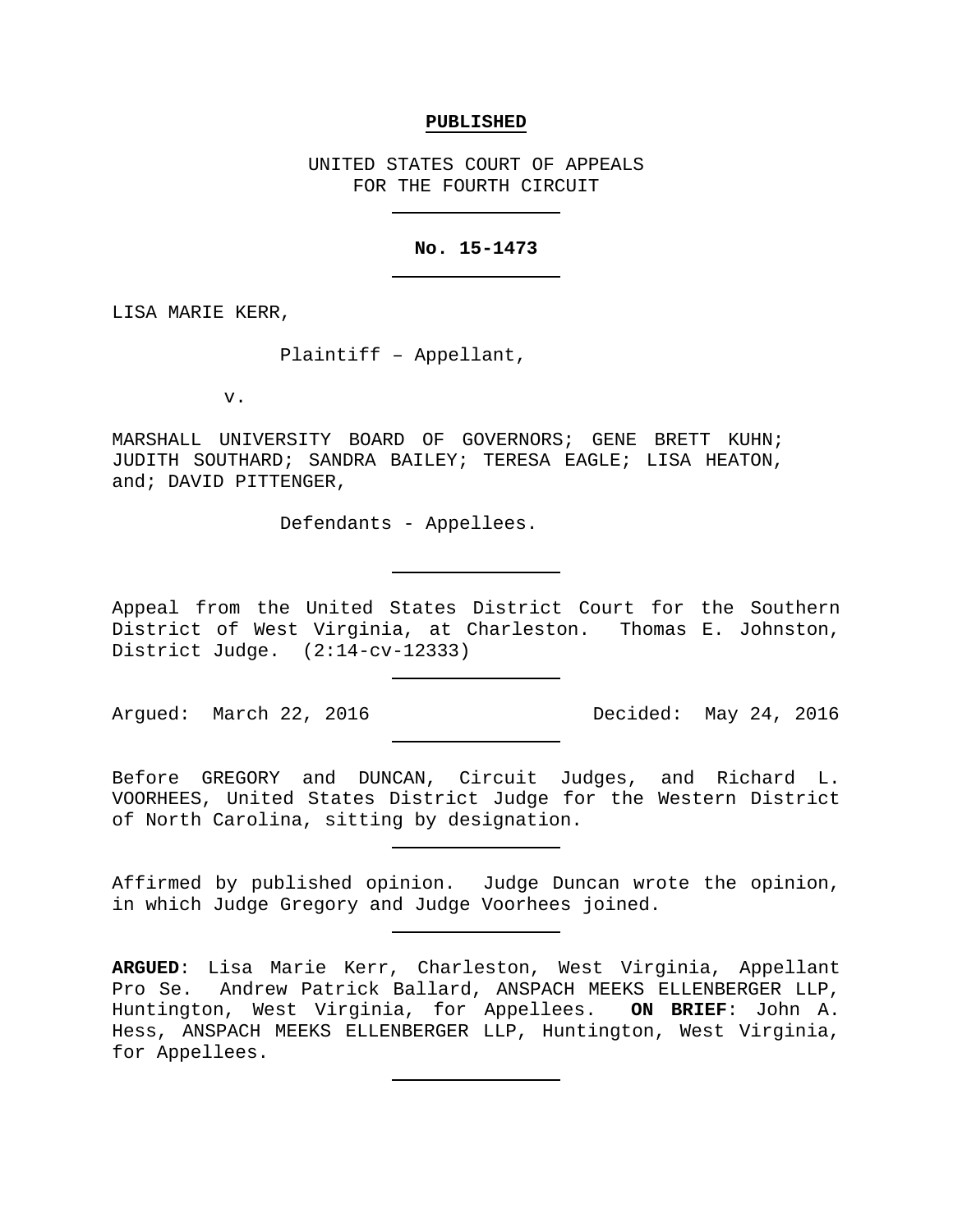**PUBLISHED**

UNITED STATES COURT OF APPEALS
FOR THE FOURTH CIRCUIT

---

**No. 15-1473**

---

LISA MARIE KERR,

Plaintiff – Appellant,

v.

MARSHALL UNIVERSITY BOARD OF GOVERNORS; GENE BRETT KUHN; JUDITH SOUTHARD; SANDRA BAILEY; TERESA EAGLE; LISA HEATON, and; DAVID PITTENGER,

Defendants - Appellees.

---

Appeal from the United States District Court for the Southern District of West Virginia, at Charleston. Thomas E. Johnston, District Judge. (2:14-cv-12333)

---

Argued: March 22, 2016 Decided: May 24, 2016

---

Before GREGORY and DUNCAN, Circuit Judges, and Richard L. VOORHEES, United States District Judge for the Western District of North Carolina, sitting by designation.

---

Affirmed by published opinion. Judge Duncan wrote the opinion, in which Judge Gregory and Judge Voorhees joined.

---

**ARGUED**: Lisa Marie Kerr, Charleston, West Virginia, Appellant Pro Se. Andrew Patrick Ballard, ANSPACH MEEKS ELLENBERGER LLP, Huntington, West Virginia, for Appellees. **ON BRIEF**: John A. Hess, ANSPACH MEEKS ELLENBERGER LLP, Huntington, West Virginia, for Appellees.

---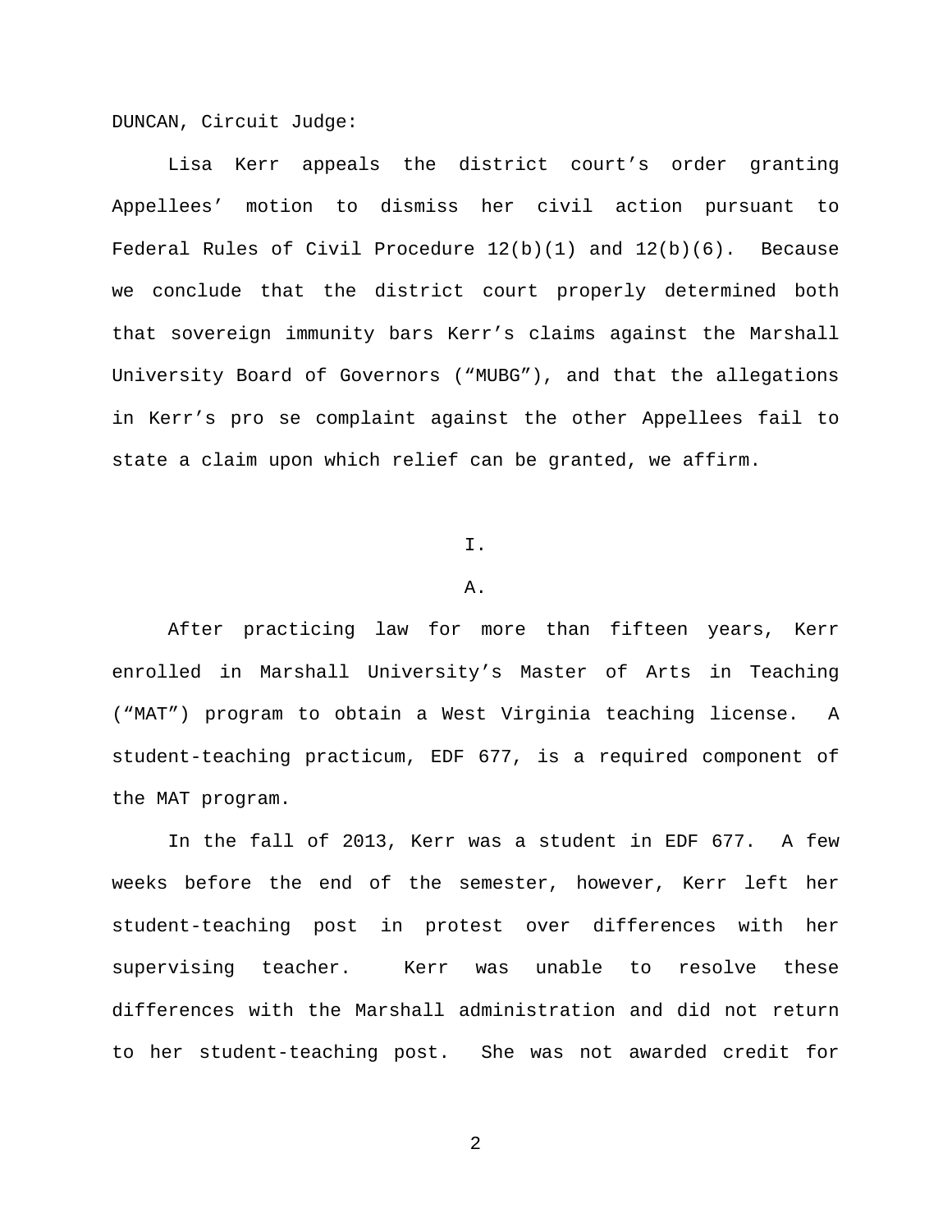DUNCAN, Circuit Judge:

Lisa Kerr appeals the district court's order granting Appellees' motion to dismiss her civil action pursuant to Federal Rules of Civil Procedure 12(b)(1) and 12(b)(6). Because we conclude that the district court properly determined both that sovereign immunity bars Kerr's claims against the Marshall University Board of Governors ("MUBG"), and that the allegations in Kerr's pro se complaint against the other Appellees fail to state a claim upon which relief can be granted, we affirm.

## I.

### A.

After practicing law for more than fifteen years, Kerr enrolled in Marshall University's Master of Arts in Teaching ("MAT") program to obtain a West Virginia teaching license. A student-teaching practicum, EDF 677, is a required component of the MAT program.

In the fall of 2013, Kerr was a student in EDF 677. A few weeks before the end of the semester, however, Kerr left her student-teaching post in protest over differences with her supervising teacher. Kerr was unable to resolve these differences with the Marshall administration and did not return to her student-teaching post. She was not awarded credit for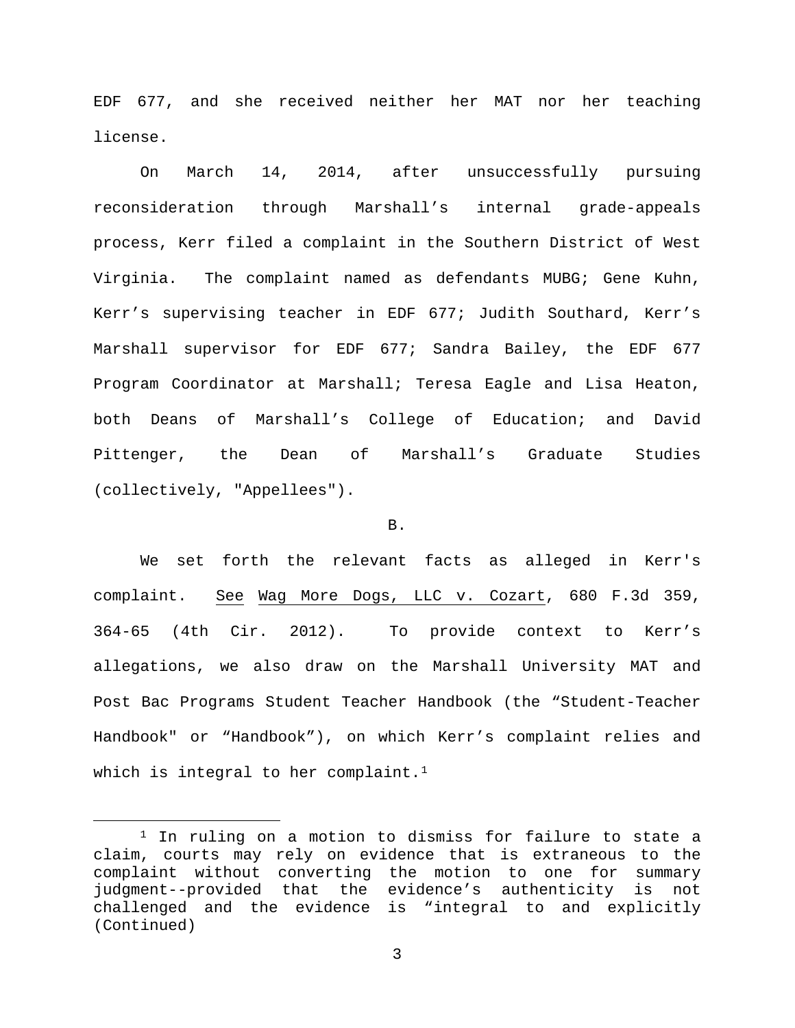EDF 677, and she received neither her MAT nor her teaching license.

On March 14, 2014, after unsuccessfully pursuing reconsideration through Marshall's internal grade-appeals process, Kerr filed a complaint in the Southern District of West Virginia. The complaint named as defendants MUBG; Gene Kuhn, Kerr's supervising teacher in EDF 677; Judith Southard, Kerr's Marshall supervisor for EDF 677; Sandra Bailey, the EDF 677 Program Coordinator at Marshall; Teresa Eagle and Lisa Heaton, both Deans of Marshall's College of Education; and David Pittenger, the Dean of Marshall's Graduate Studies (collectively, "Appellees").

B.

We set forth the relevant facts as alleged in Kerr's complaint. See Wag More Dogs, LLC v. Cozart, 680 F.3d 359, 364-65 (4th Cir. 2012). To provide context to Kerr's allegations, we also draw on the Marshall University MAT and Post Bac Programs Student Teacher Handbook (the "Student-Teacher Handbook" or "Handbook"), on which Kerr's complaint relies and which is integral to her complaint.[1]

---

[1] In ruling on a motion to dismiss for failure to state a claim, courts may rely on evidence that is extraneous to the complaint without converting the motion to one for summary judgment--provided that the evidence's authenticity is not challenged and the evidence is "integral to and explicitly (Continued)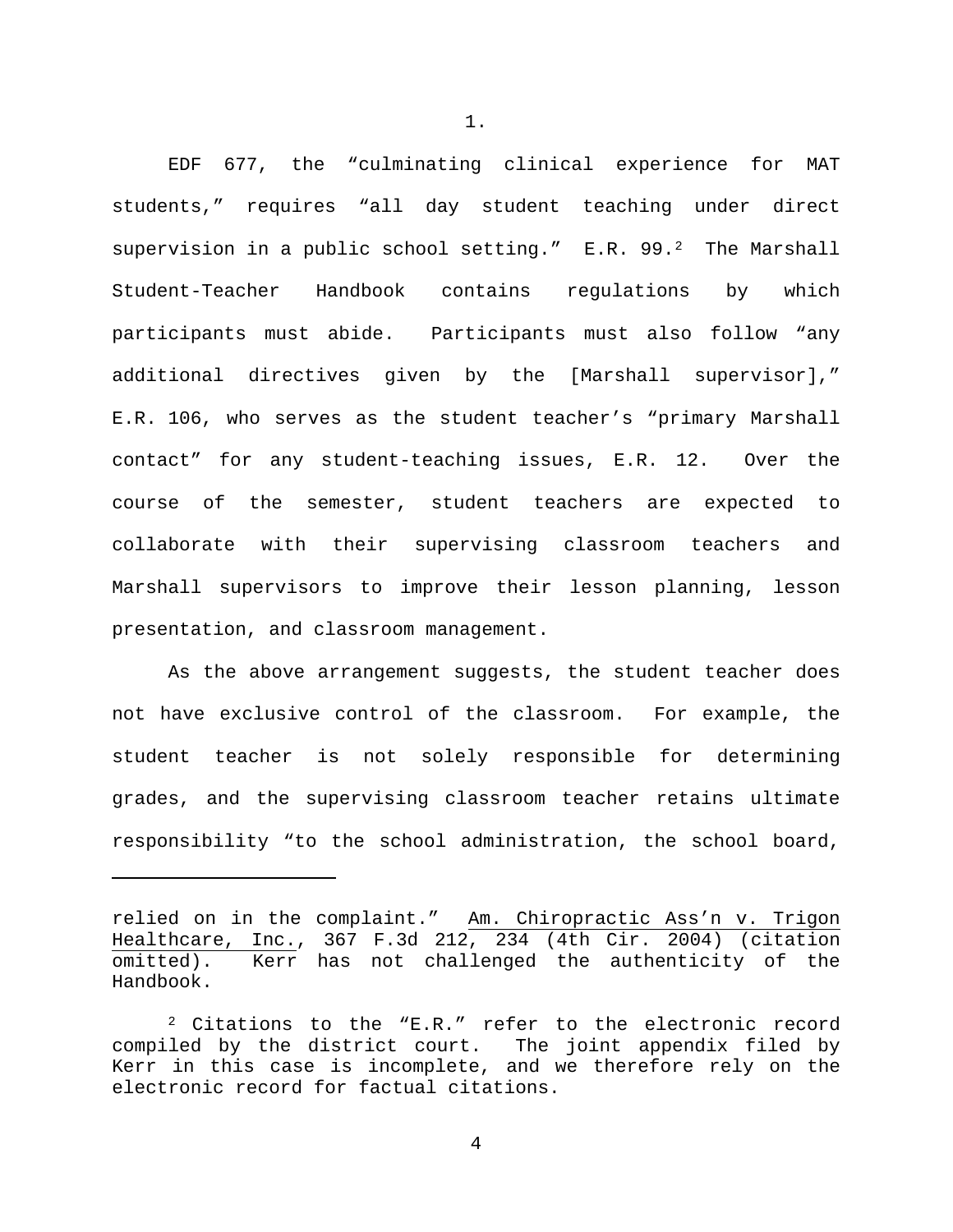1.

EDF 677, the "culminating clinical experience for MAT students," requires "all day student teaching under direct supervision in a public school setting." E.R. 99.[2] The Marshall Student-Teacher Handbook contains regulations by which participants must abide. Participants must also follow "any additional directives given by the [Marshall supervisor]," E.R. 106, who serves as the student teacher's "primary Marshall contact" for any student-teaching issues, E.R. 12. Over the course of the semester, student teachers are expected to collaborate with their supervising classroom teachers and Marshall supervisors to improve their lesson planning, lesson presentation, and classroom management.

As the above arrangement suggests, the student teacher does not have exclusive control of the classroom. For example, the student teacher is not solely responsible for determining grades, and the supervising classroom teacher retains ultimate responsibility "to the school administration, the school board,

---

relied on in the complaint." Am. Chiropractic Ass'n v. Trigon Healthcare, Inc., 367 F.3d 212, 234 (4th Cir. 2004) (citation omitted). Kerr has not challenged the authenticity of the Handbook.

[2] Citations to the "E.R." refer to the electronic record compiled by the district court. The joint appendix filed by Kerr in this case is incomplete, and we therefore rely on the electronic record for factual citations.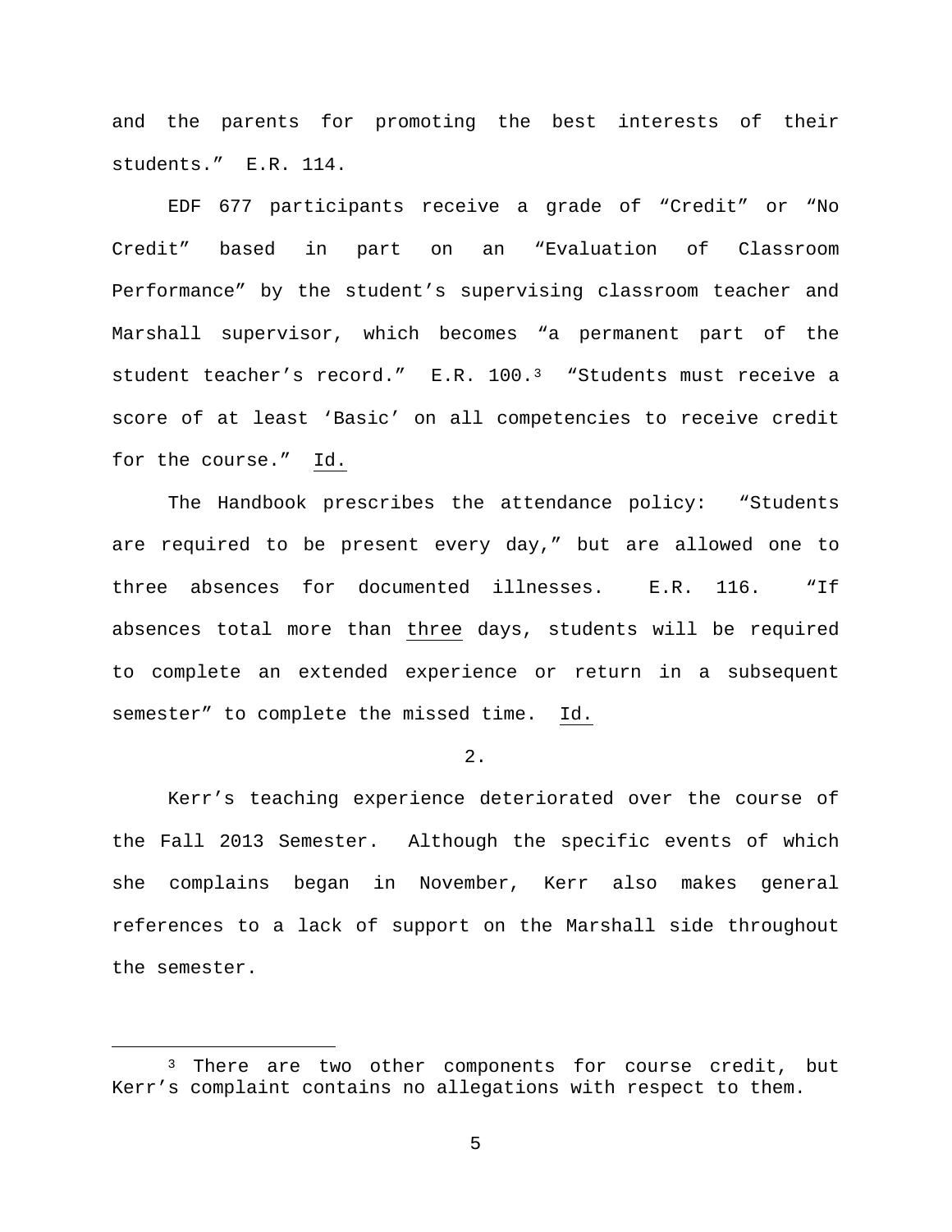and the parents for promoting the best interests of their students." E.R. 114.

EDF 677 participants receive a grade of "Credit" or "No Credit" based in part on an "Evaluation of Classroom Performance" by the student's supervising classroom teacher and Marshall supervisor, which becomes "a permanent part of the student teacher's record." E.R. 100.[3] "Students must receive a score of at least 'Basic' on all competencies to receive credit for the course." Id.

The Handbook prescribes the attendance policy: "Students are required to be present every day," but are allowed one to three absences for documented illnesses. E.R. 116. "If absences total more than three days, students will be required to complete an extended experience or return in a subsequent semester" to complete the missed time. Id.

2.

Kerr's teaching experience deteriorated over the course of the Fall 2013 Semester. Although the specific events of which she complains began in November, Kerr also makes general references to a lack of support on the Marshall side throughout the semester.

---

[3] There are two other components for course credit, but Kerr's complaint contains no allegations with respect to them.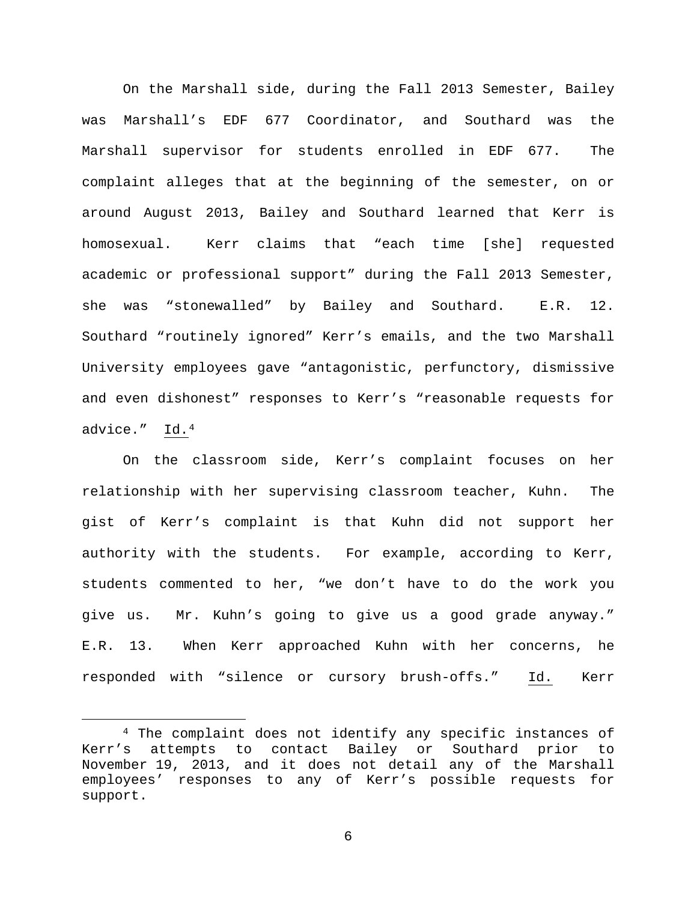On the Marshall side, during the Fall 2013 Semester, Bailey was Marshall's EDF 677 Coordinator, and Southard was the Marshall supervisor for students enrolled in EDF 677. The complaint alleges that at the beginning of the semester, on or around August 2013, Bailey and Southard learned that Kerr is homosexual. Kerr claims that "each time [she] requested academic or professional support" during the Fall 2013 Semester, she was "stonewalled" by Bailey and Southard. E.R. 12. Southard "routinely ignored" Kerr's emails, and the two Marshall University employees gave "antagonistic, perfunctory, dismissive and even dishonest" responses to Kerr's "reasonable requests for advice." Id.[4]

On the classroom side, Kerr's complaint focuses on her relationship with her supervising classroom teacher, Kuhn. The gist of Kerr's complaint is that Kuhn did not support her authority with the students. For example, according to Kerr, students commented to her, "we don't have to do the work you give us. Mr. Kuhn's going to give us a good grade anyway." E.R. 13. When Kerr approached Kuhn with her concerns, he responded with "silence or cursory brush-offs." Id. Kerr

[4] The complaint does not identify any specific instances of Kerr's attempts to contact Bailey or Southard prior to November 19, 2013, and it does not detail any of the Marshall employees' responses to any of Kerr's possible requests for support.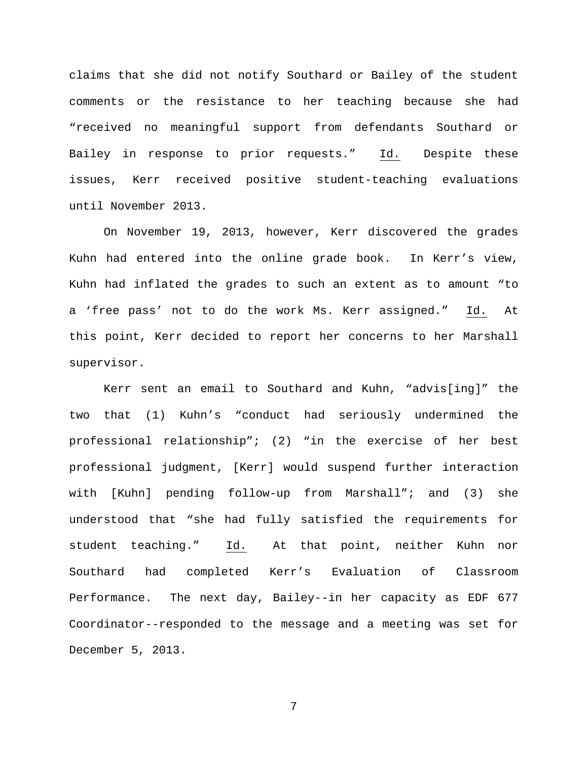claims that she did not notify Southard or Bailey of the student comments or the resistance to her teaching because she had "received no meaningful support from defendants Southard or Bailey in response to prior requests." Id. Despite these issues, Kerr received positive student-teaching evaluations until November 2013.

On November 19, 2013, however, Kerr discovered the grades Kuhn had entered into the online grade book. In Kerr's view, Kuhn had inflated the grades to such an extent as to amount "to a 'free pass' not to do the work Ms. Kerr assigned." Id. At this point, Kerr decided to report her concerns to her Marshall supervisor.

Kerr sent an email to Southard and Kuhn, "advis[ing]" the two that (1) Kuhn's "conduct had seriously undermined the professional relationship"; (2) "in the exercise of her best professional judgment, [Kerr] would suspend further interaction with [Kuhn] pending follow-up from Marshall"; and (3) she understood that "she had fully satisfied the requirements for student teaching." Id. At that point, neither Kuhn nor Southard had completed Kerr's Evaluation of Classroom Performance. The next day, Bailey--in her capacity as EDF 677 Coordinator--responded to the message and a meeting was set for December 5, 2013.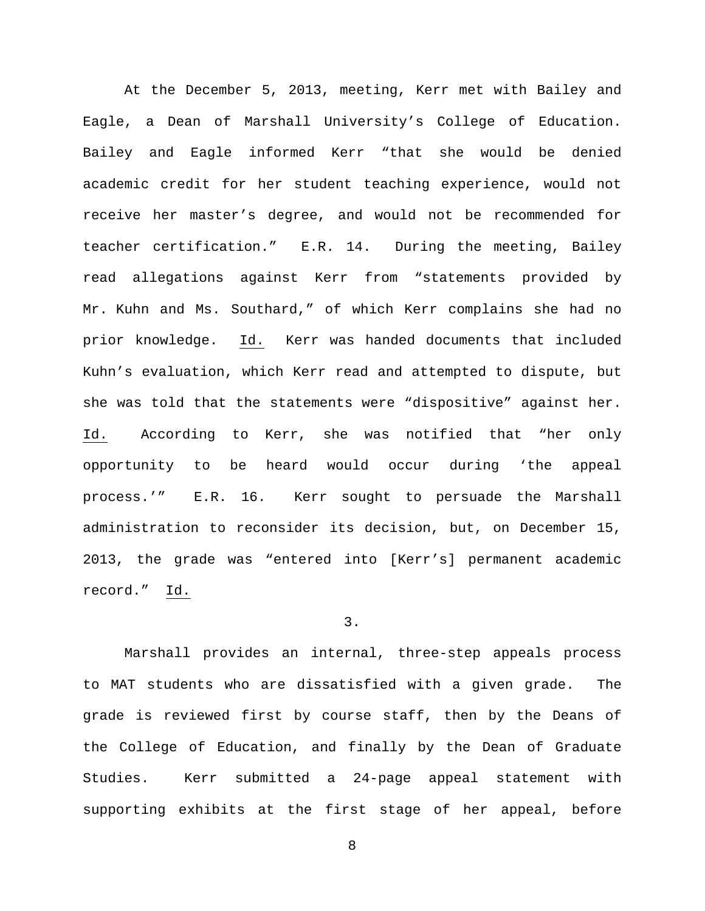At the December 5, 2013, meeting, Kerr met with Bailey and Eagle, a Dean of Marshall University's College of Education. Bailey and Eagle informed Kerr "that she would be denied academic credit for her student teaching experience, would not receive her master's degree, and would not be recommended for teacher certification." E.R. 14. During the meeting, Bailey read allegations against Kerr from "statements provided by Mr. Kuhn and Ms. Southard," of which Kerr complains she had no prior knowledge. Id. Kerr was handed documents that included Kuhn's evaluation, which Kerr read and attempted to dispute, but she was told that the statements were "dispositive" against her. Id. According to Kerr, she was notified that "her only opportunity to be heard would occur during 'the appeal process.'" E.R. 16. Kerr sought to persuade the Marshall administration to reconsider its decision, but, on December 15, 2013, the grade was "entered into [Kerr's] permanent academic record." Id.

3.

Marshall provides an internal, three-step appeals process to MAT students who are dissatisfied with a given grade. The grade is reviewed first by course staff, then by the Deans of the College of Education, and finally by the Dean of Graduate Studies. Kerr submitted a 24-page appeal statement with supporting exhibits at the first stage of her appeal, before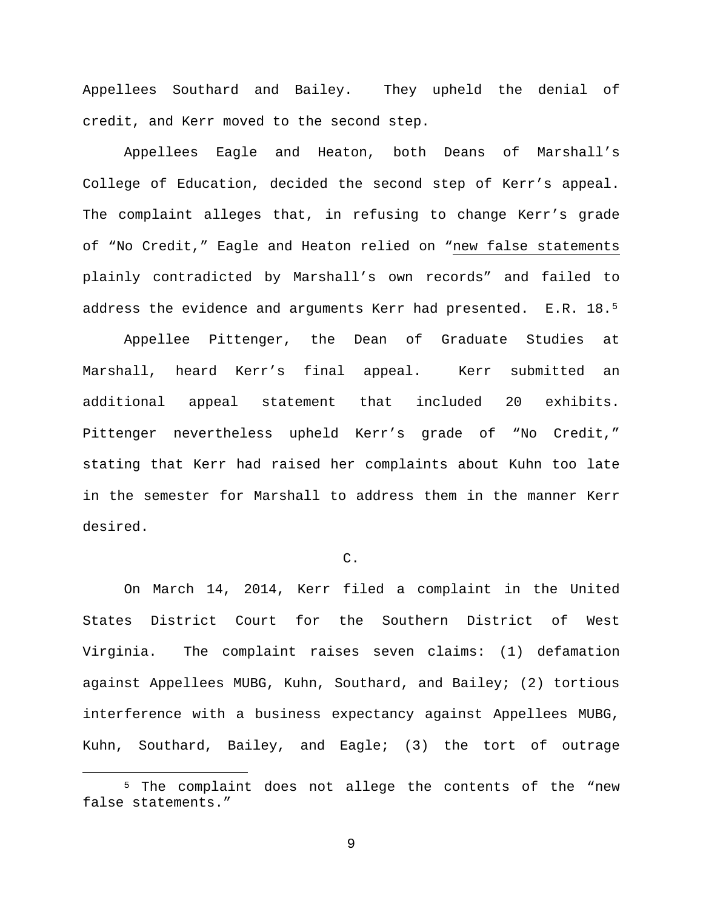Appellees Southard and Bailey. They upheld the denial of credit, and Kerr moved to the second step.

Appellees Eagle and Heaton, both Deans of Marshall's College of Education, decided the second step of Kerr's appeal. The complaint alleges that, in refusing to change Kerr's grade of "No Credit," Eagle and Heaton relied on "<u>new false statements</u> plainly contradicted by Marshall's own records" and failed to address the evidence and arguments Kerr had presented. E.R. 18.[5]

Appellee Pittenger, the Dean of Graduate Studies at Marshall, heard Kerr's final appeal. Kerr submitted an additional appeal statement that included 20 exhibits. Pittenger nevertheless upheld Kerr's grade of "No Credit," stating that Kerr had raised her complaints about Kuhn too late in the semester for Marshall to address them in the manner Kerr desired.

C.

On March 14, 2014, Kerr filed a complaint in the United States District Court for the Southern District of West Virginia. The complaint raises seven claims: (1) defamation against Appellees MUBG, Kuhn, Southard, and Bailey; (2) tortious interference with a business expectancy against Appellees MUBG, Kuhn, Southard, Bailey, and Eagle; (3) the tort of outrage

[5] The complaint does not allege the contents of the "new false statements."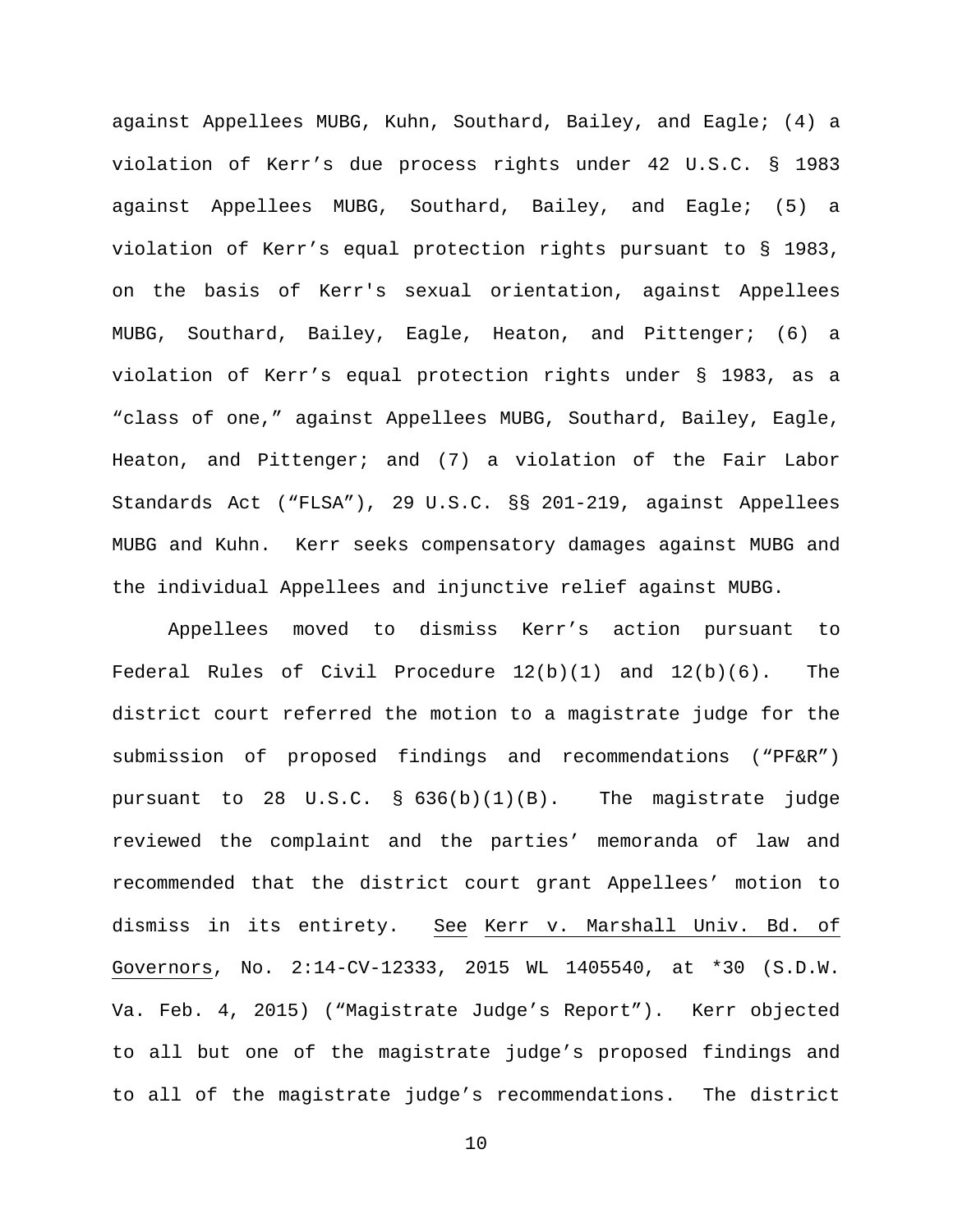against Appellees MUBG, Kuhn, Southard, Bailey, and Eagle; (4) a violation of Kerr's due process rights under 42 U.S.C. § 1983 against Appellees MUBG, Southard, Bailey, and Eagle; (5) a violation of Kerr's equal protection rights pursuant to § 1983, on the basis of Kerr's sexual orientation, against Appellees MUBG, Southard, Bailey, Eagle, Heaton, and Pittenger; (6) a violation of Kerr's equal protection rights under § 1983, as a "class of one," against Appellees MUBG, Southard, Bailey, Eagle, Heaton, and Pittenger; and (7) a violation of the Fair Labor Standards Act ("FLSA"), 29 U.S.C. §§ 201-219, against Appellees MUBG and Kuhn. Kerr seeks compensatory damages against MUBG and the individual Appellees and injunctive relief against MUBG.

Appellees moved to dismiss Kerr's action pursuant to Federal Rules of Civil Procedure 12(b)(1) and 12(b)(6). The district court referred the motion to a magistrate judge for the submission of proposed findings and recommendations ("PF&R") pursuant to 28 U.S.C. § 636(b)(1)(B). The magistrate judge reviewed the complaint and the parties' memoranda of law and recommended that the district court grant Appellees' motion to dismiss in its entirety. See Kerr v. Marshall Univ. Bd. of Governors, No. 2:14-CV-12333, 2015 WL 1405540, at *30 (S.D.W. Va. Feb. 4, 2015) ("Magistrate Judge's Report"). Kerr objected to all but one of the magistrate judge's proposed findings and to all of the magistrate judge's recommendations. The district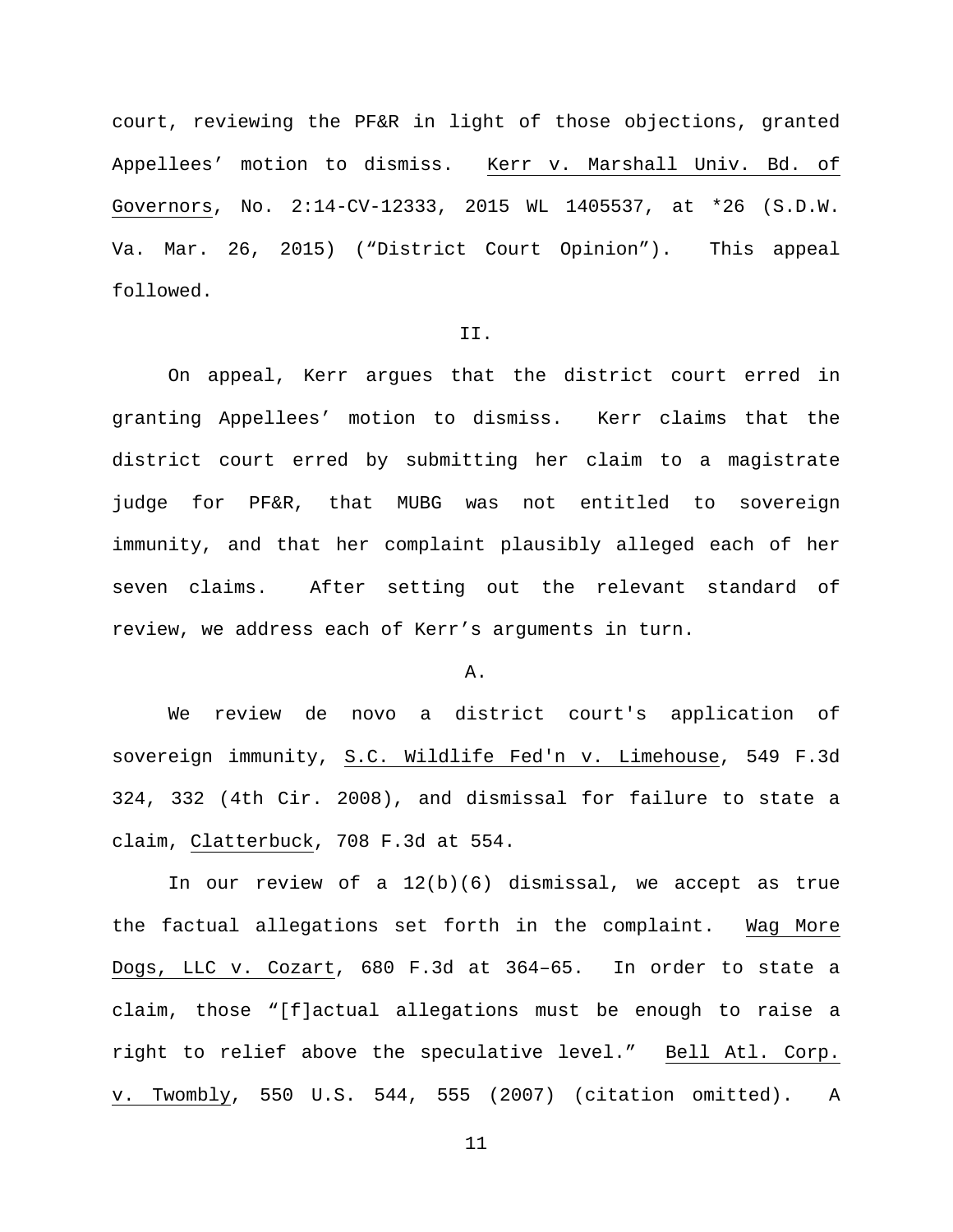court, reviewing the PF&R in light of those objections, granted Appellees' motion to dismiss. Kerr v. Marshall Univ. Bd. of Governors, No. 2:14-CV-12333, 2015 WL 1405537, at *26 (S.D.W. Va. Mar. 26, 2015) ("District Court Opinion"). This appeal followed.

## II.

On appeal, Kerr argues that the district court erred in granting Appellees' motion to dismiss. Kerr claims that the district court erred by submitting her claim to a magistrate judge for PF&R, that MUBG was not entitled to sovereign immunity, and that her complaint plausibly alleged each of her seven claims. After setting out the relevant standard of review, we address each of Kerr's arguments in turn.

### A.

We review de novo a district court's application of sovereign immunity, S.C. Wildlife Fed'n v. Limehouse, 549 F.3d 324, 332 (4th Cir. 2008), and dismissal for failure to state a claim, Clatterbuck, 708 F.3d at 554.

In our review of a 12(b)(6) dismissal, we accept as true the factual allegations set forth in the complaint. Wag More Dogs, LLC v. Cozart, 680 F.3d at 364–65. In order to state a claim, those "[f]actual allegations must be enough to raise a right to relief above the speculative level." Bell Atl. Corp. v. Twombly, 550 U.S. 544, 555 (2007) (citation omitted). A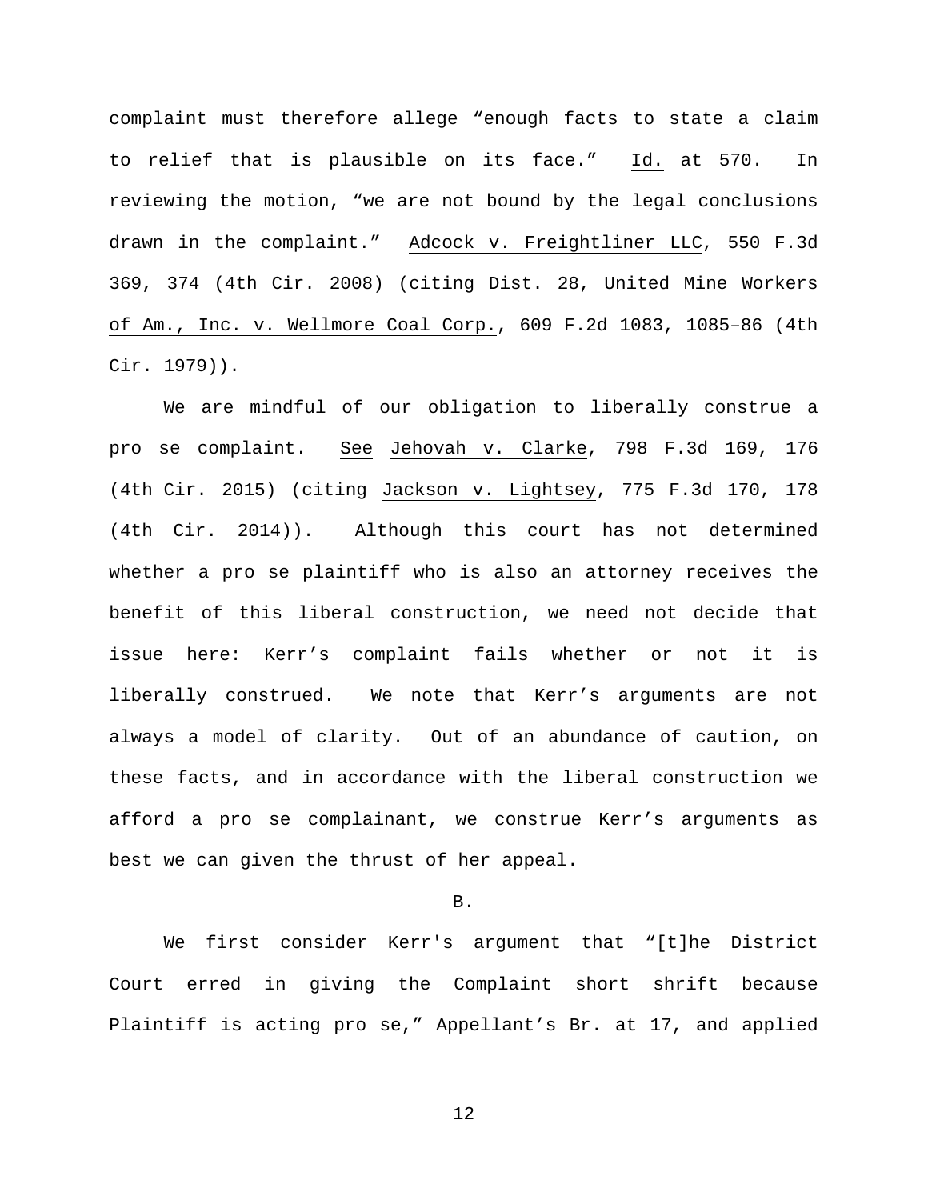complaint must therefore allege "enough facts to state a claim to relief that is plausible on its face." Id. at 570. In reviewing the motion, "we are not bound by the legal conclusions drawn in the complaint." Adcock v. Freightliner LLC, 550 F.3d 369, 374 (4th Cir. 2008) (citing Dist. 28, United Mine Workers of Am., Inc. v. Wellmore Coal Corp., 609 F.2d 1083, 1085–86 (4th Cir. 1979)).

We are mindful of our obligation to liberally construe a pro se complaint. See Jehovah v. Clarke, 798 F.3d 169, 176 (4th Cir. 2015) (citing Jackson v. Lightsey, 775 F.3d 170, 178 (4th Cir. 2014)). Although this court has not determined whether a pro se plaintiff who is also an attorney receives the benefit of this liberal construction, we need not decide that issue here: Kerr's complaint fails whether or not it is liberally construed. We note that Kerr's arguments are not always a model of clarity. Out of an abundance of caution, on these facts, and in accordance with the liberal construction we afford a pro se complainant, we construe Kerr's arguments as best we can given the thrust of her appeal.

B.

We first consider Kerr's argument that "[t]he District Court erred in giving the Complaint short shrift because Plaintiff is acting pro se," Appellant's Br. at 17, and applied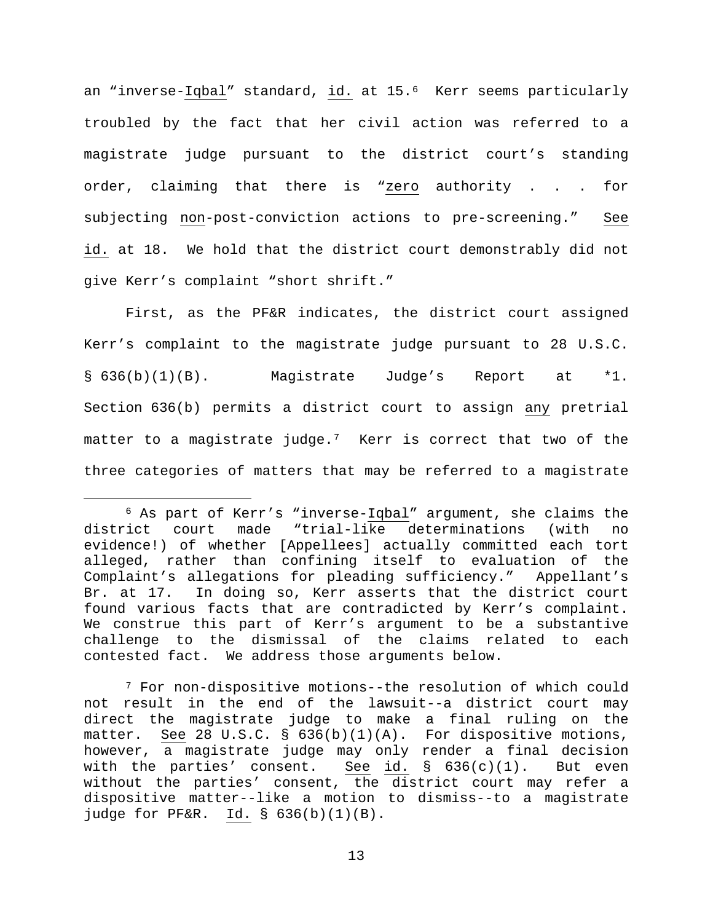an "inverse-Iqbal" standard, id. at 15.[6] Kerr seems particularly troubled by the fact that her civil action was referred to a magistrate judge pursuant to the district court's standing order, claiming that there is "zero authority . . . for subjecting non-post-conviction actions to pre-screening." See id. at 18. We hold that the district court demonstrably did not give Kerr's complaint "short shrift."

First, as the PF&R indicates, the district court assigned Kerr's complaint to the magistrate judge pursuant to 28 U.S.C. § 636(b)(1)(B). Magistrate Judge's Report at \*1. Section 636(b) permits a district court to assign any pretrial matter to a magistrate judge.[7] Kerr is correct that two of the three categories of matters that may be referred to a magistrate

---

[6] As part of Kerr's "inverse-Iqbal" argument, she claims the district court made "trial-like determinations (with no evidence!) of whether [Appellees] actually committed each tort alleged, rather than confining itself to evaluation of the Complaint's allegations for pleading sufficiency." Appellant's Br. at 17. In doing so, Kerr asserts that the district court found various facts that are contradicted by Kerr's complaint. We construe this part of Kerr's argument to be a substantive challenge to the dismissal of the claims related to each contested fact. We address those arguments below.

[7] For non-dispositive motions--the resolution of which could not result in the end of the lawsuit--a district court may direct the magistrate judge to make a final ruling on the matter. See 28 U.S.C. § 636(b)(1)(A). For dispositive motions, however, a magistrate judge may only render a final decision with the parties' consent. See id. § 636(c)(1). But even without the parties' consent, the district court may refer a dispositive matter--like a motion to dismiss--to a magistrate judge for PF&R. Id. § 636(b)(1)(B).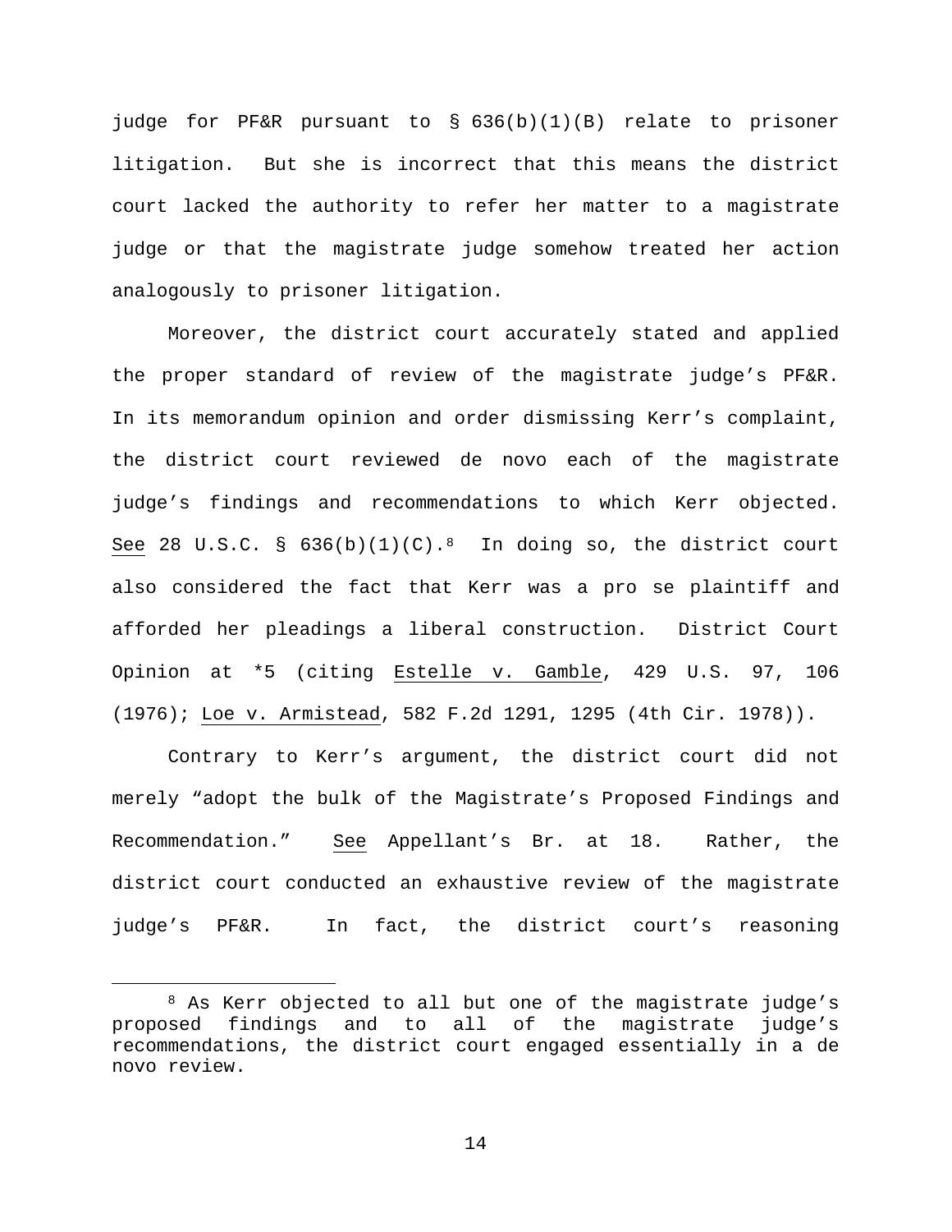judge for PF&R pursuant to § 636(b)(1)(B) relate to prisoner litigation. But she is incorrect that this means the district court lacked the authority to refer her matter to a magistrate judge or that the magistrate judge somehow treated her action analogously to prisoner litigation.

Moreover, the district court accurately stated and applied the proper standard of review of the magistrate judge's PF&R. In its memorandum opinion and order dismissing Kerr's complaint, the district court reviewed de novo each of the magistrate judge's findings and recommendations to which Kerr objected. See 28 U.S.C. § 636(b)(1)(C).[8] In doing so, the district court also considered the fact that Kerr was a pro se plaintiff and afforded her pleadings a liberal construction. District Court Opinion at *5 (citing Estelle v. Gamble, 429 U.S. 97, 106 (1976); Loe v. Armistead, 582 F.2d 1291, 1295 (4th Cir. 1978)).

Contrary to Kerr's argument, the district court did not merely "adopt the bulk of the Magistrate's Proposed Findings and Recommendation." See Appellant's Br. at 18. Rather, the district court conducted an exhaustive review of the magistrate judge's PF&R. In fact, the district court's reasoning

[8] As Kerr objected to all but one of the magistrate judge's proposed findings and to all of the magistrate judge's recommendations, the district court engaged essentially in a de novo review.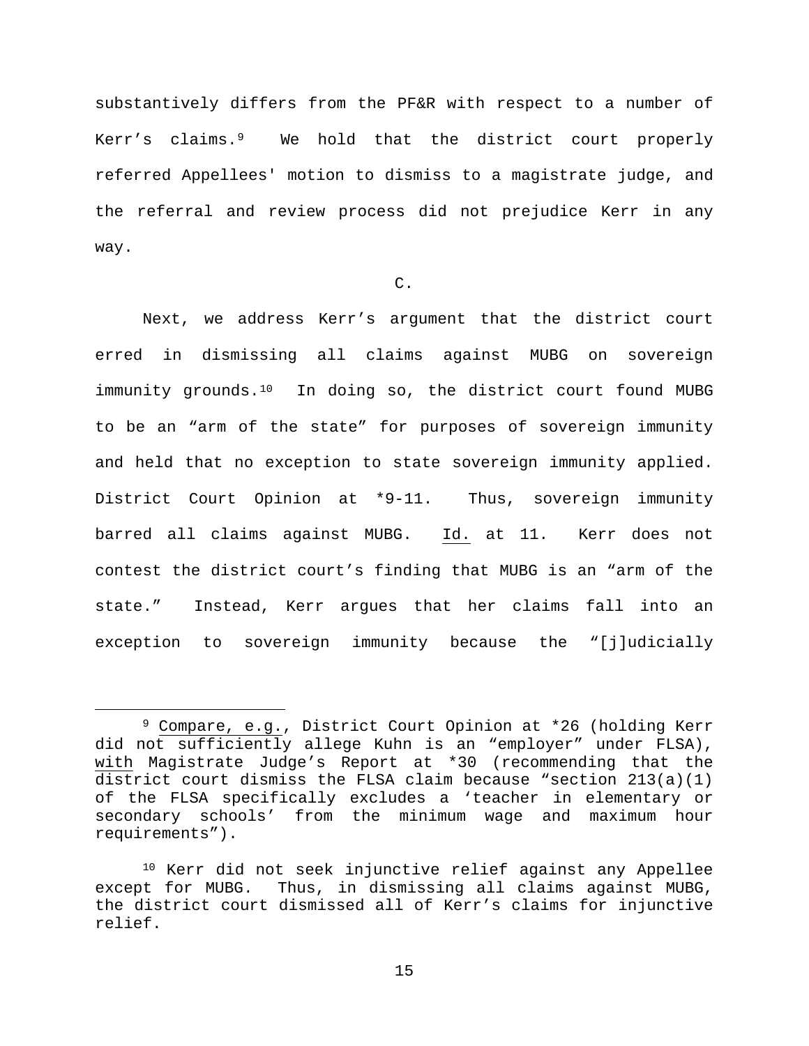substantively differs from the PF&R with respect to a number of Kerr's claims.[9] We hold that the district court properly referred Appellees' motion to dismiss to a magistrate judge, and the referral and review process did not prejudice Kerr in any way.

C.

Next, we address Kerr's argument that the district court erred in dismissing all claims against MUBG on sovereign immunity grounds.[10] In doing so, the district court found MUBG to be an "arm of the state" for purposes of sovereign immunity and held that no exception to state sovereign immunity applied. District Court Opinion at *9-11. Thus, sovereign immunity barred all claims against MUBG. Id. at 11. Kerr does not contest the district court's finding that MUBG is an "arm of the state." Instead, Kerr argues that her claims fall into an exception to sovereign immunity because the "[j]udicially

---

[9] Compare, e.g., District Court Opinion at *26 (holding Kerr did not sufficiently allege Kuhn is an "employer" under FLSA), with Magistrate Judge's Report at *30 (recommending that the district court dismiss the FLSA claim because "section 213(a)(1) of the FLSA specifically excludes a 'teacher in elementary or secondary schools' from the minimum wage and maximum hour requirements").

[10] Kerr did not seek injunctive relief against any Appellee except for MUBG. Thus, in dismissing all claims against MUBG, the district court dismissed all of Kerr's claims for injunctive relief.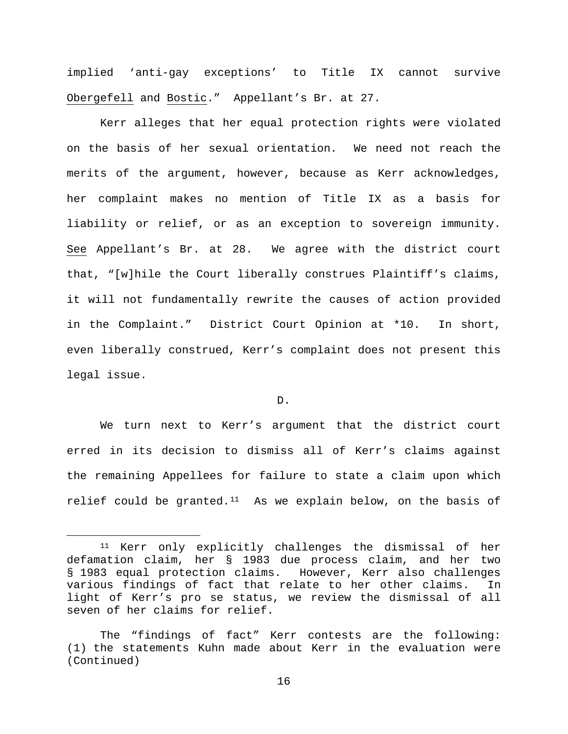implied 'anti-gay exceptions' to Title IX cannot survive Obergefell and Bostic." Appellant's Br. at 27.

Kerr alleges that her equal protection rights were violated on the basis of her sexual orientation. We need not reach the merits of the argument, however, because as Kerr acknowledges, her complaint makes no mention of Title IX as a basis for liability or relief, or as an exception to sovereign immunity. See Appellant's Br. at 28. We agree with the district court that, "[w]hile the Court liberally construes Plaintiff's claims, it will not fundamentally rewrite the causes of action provided in the Complaint." District Court Opinion at *10. In short, even liberally construed, Kerr's complaint does not present this legal issue.

D.

We turn next to Kerr's argument that the district court erred in its decision to dismiss all of Kerr's claims against the remaining Appellees for failure to state a claim upon which relief could be granted.[11] As we explain below, on the basis of

[11] Kerr only explicitly challenges the dismissal of her defamation claim, her § 1983 due process claim, and her two § 1983 equal protection claims. However, Kerr also challenges various findings of fact that relate to her other claims. In light of Kerr's pro se status, we review the dismissal of all seven of her claims for relief.

The "findings of fact" Kerr contests are the following: (1) the statements Kuhn made about Kerr in the evaluation were (Continued)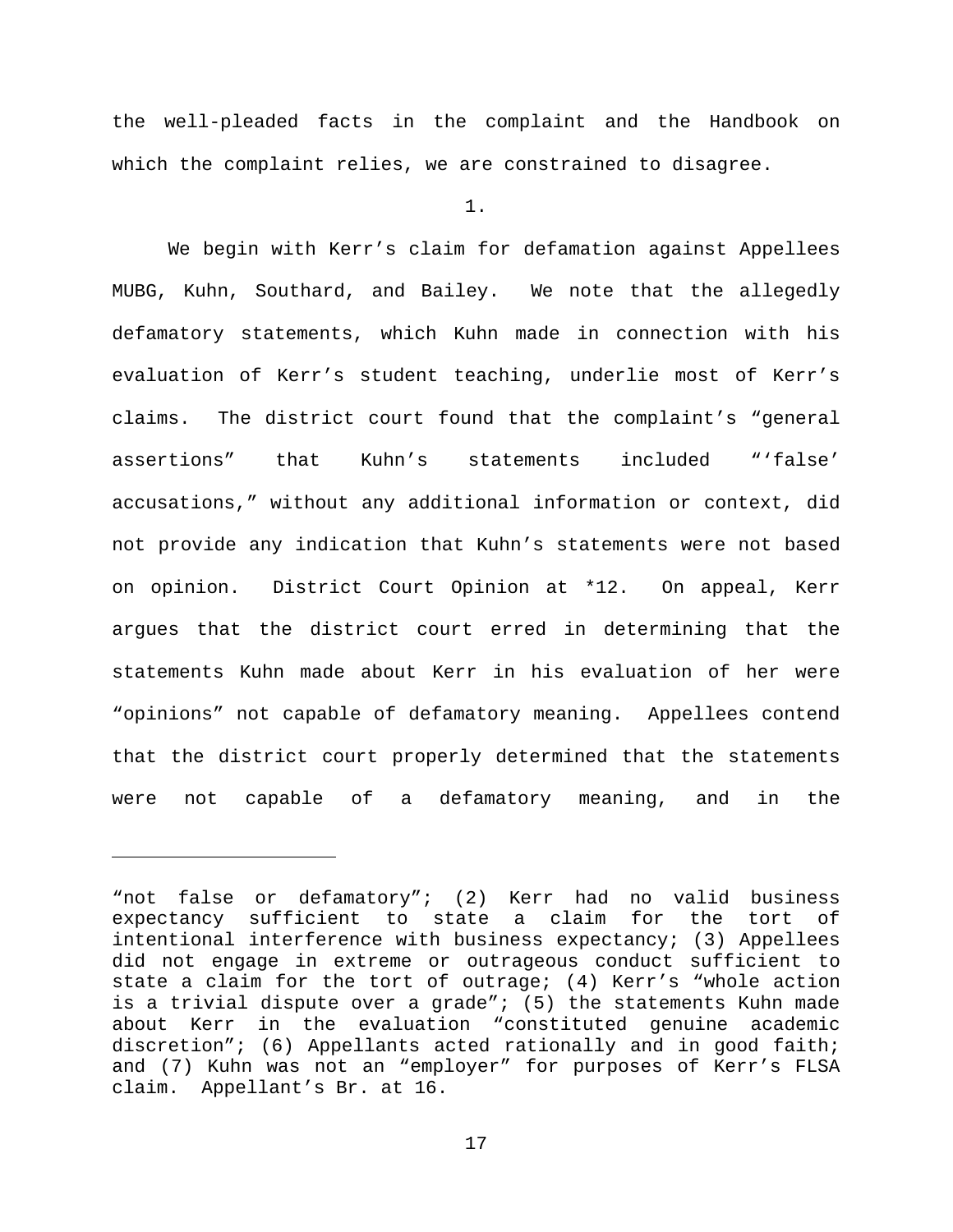the well-pleaded facts in the complaint and the Handbook on which the complaint relies, we are constrained to disagree.

1.

We begin with Kerr's claim for defamation against Appellees MUBG, Kuhn, Southard, and Bailey. We note that the allegedly defamatory statements, which Kuhn made in connection with his evaluation of Kerr's student teaching, underlie most of Kerr's claims. The district court found that the complaint's "general assertions" that Kuhn's statements included "'false' accusations," without any additional information or context, did not provide any indication that Kuhn's statements were not based on opinion. District Court Opinion at *12. On appeal, Kerr argues that the district court erred in determining that the statements Kuhn made about Kerr in his evaluation of her were "opinions" not capable of defamatory meaning. Appellees contend that the district court properly determined that the statements were not capable of a defamatory meaning, and in the

---

"not false or defamatory"; (2) Kerr had no valid business expectancy sufficient to state a claim for the tort of intentional interference with business expectancy; (3) Appellees did not engage in extreme or outrageous conduct sufficient to state a claim for the tort of outrage; (4) Kerr's "whole action is a trivial dispute over a grade"; (5) the statements Kuhn made about Kerr in the evaluation "constituted genuine academic discretion"; (6) Appellants acted rationally and in good faith; and (7) Kuhn was not an "employer" for purposes of Kerr's FLSA claim. Appellant's Br. at 16.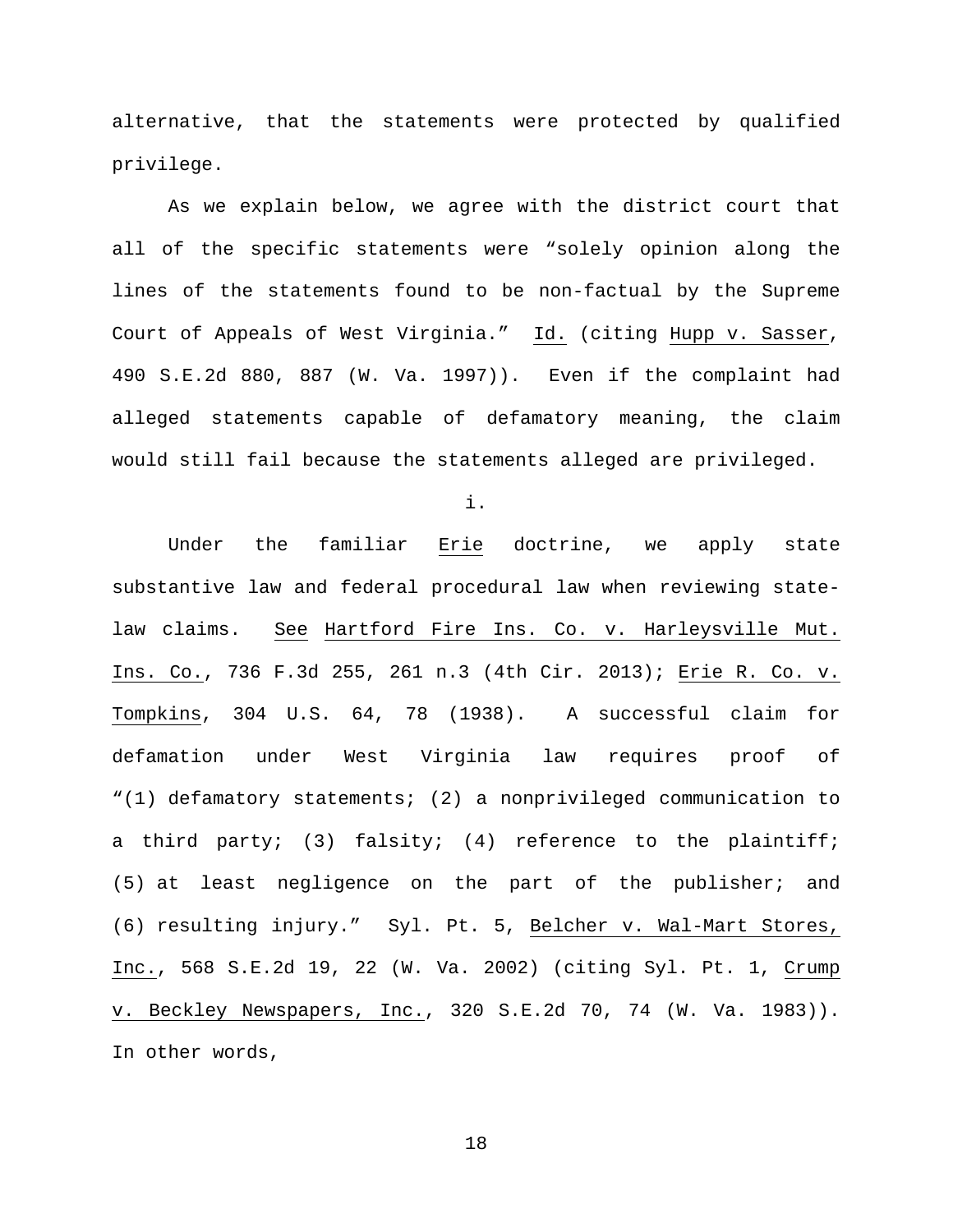alternative, that the statements were protected by qualified privilege.

As we explain below, we agree with the district court that all of the specific statements were "solely opinion along the lines of the statements found to be non-factual by the Supreme Court of Appeals of West Virginia." Id. (citing Hupp v. Sasser, 490 S.E.2d 880, 887 (W. Va. 1997)). Even if the complaint had alleged statements capable of defamatory meaning, the claim would still fail because the statements alleged are privileged.

i.

Under the familiar Erie doctrine, we apply state substantive law and federal procedural law when reviewing state-law claims. See Hartford Fire Ins. Co. v. Harleysville Mut. Ins. Co., 736 F.3d 255, 261 n.3 (4th Cir. 2013); Erie R. Co. v. Tompkins, 304 U.S. 64, 78 (1938). A successful claim for defamation under West Virginia law requires proof of "(1) defamatory statements; (2) a nonprivileged communication to a third party; (3) falsity; (4) reference to the plaintiff; (5) at least negligence on the part of the publisher; and (6) resulting injury." Syl. Pt. 5, Belcher v. Wal-Mart Stores, Inc., 568 S.E.2d 19, 22 (W. Va. 2002) (citing Syl. Pt. 1, Crump v. Beckley Newspapers, Inc., 320 S.E.2d 70, 74 (W. Va. 1983)). In other words,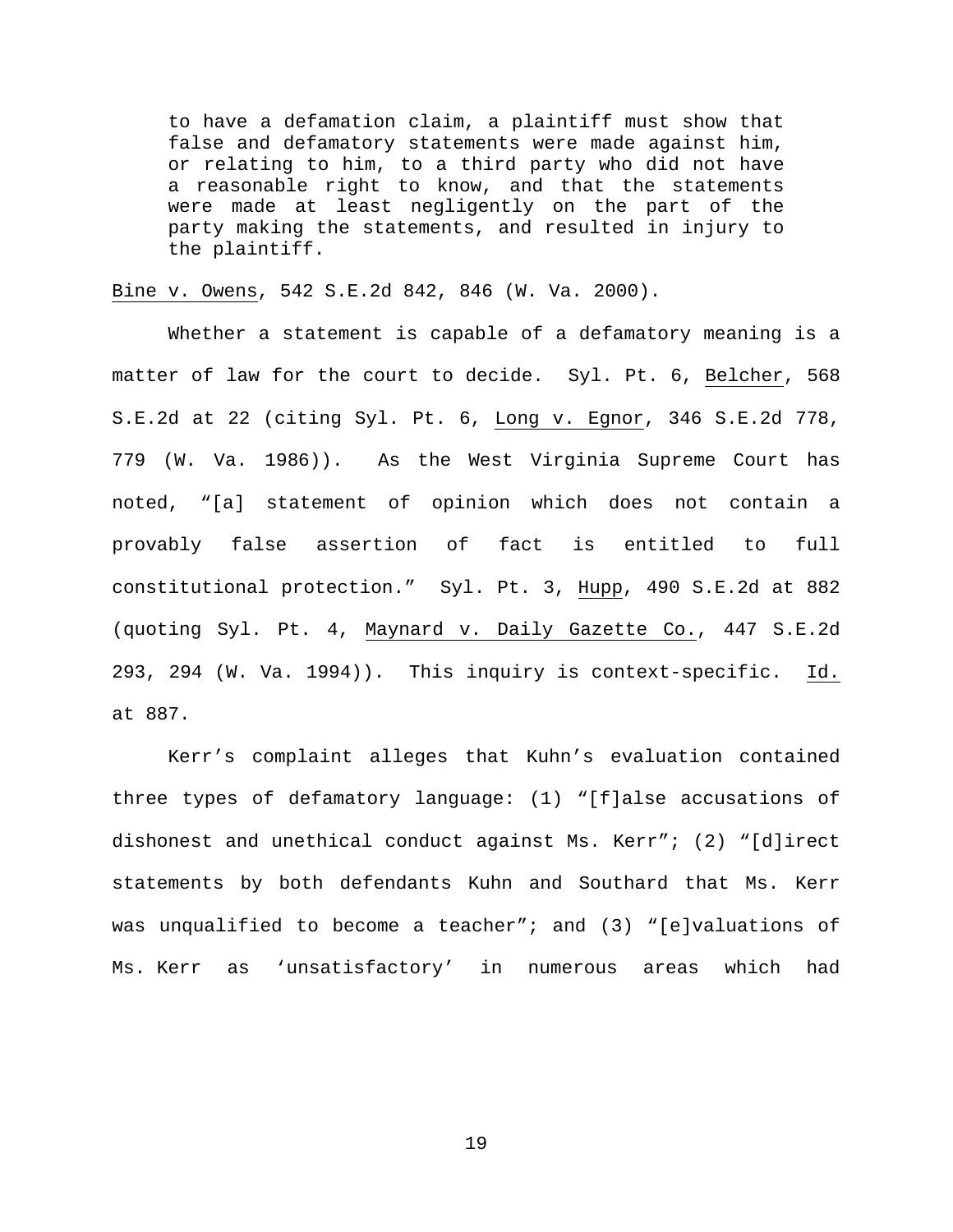> to have a defamation claim, a plaintiff must show that false and defamatory statements were made against him, or relating to him, to a third party who did not have a reasonable right to know, and that the statements were made at least negligently on the part of the party making the statements, and resulted in injury to the plaintiff.

Bine v. Owens, 542 S.E.2d 842, 846 (W. Va. 2000).

Whether a statement is capable of a defamatory meaning is a matter of law for the court to decide. Syl. Pt. 6, Belcher, 568 S.E.2d at 22 (citing Syl. Pt. 6, Long v. Egnor, 346 S.E.2d 778, 779 (W. Va. 1986)). As the West Virginia Supreme Court has noted, "[a] statement of opinion which does not contain a provably false assertion of fact is entitled to full constitutional protection." Syl. Pt. 3, Hupp, 490 S.E.2d at 882 (quoting Syl. Pt. 4, Maynard v. Daily Gazette Co., 447 S.E.2d 293, 294 (W. Va. 1994)). This inquiry is context-specific. Id. at 887.

Kerr's complaint alleges that Kuhn's evaluation contained three types of defamatory language: (1) "[f]alse accusations of dishonest and unethical conduct against Ms. Kerr"; (2) "[d]irect statements by both defendants Kuhn and Southard that Ms. Kerr was unqualified to become a teacher"; and (3) "[e]valuations of Ms. Kerr as 'unsatisfactory' in numerous areas which had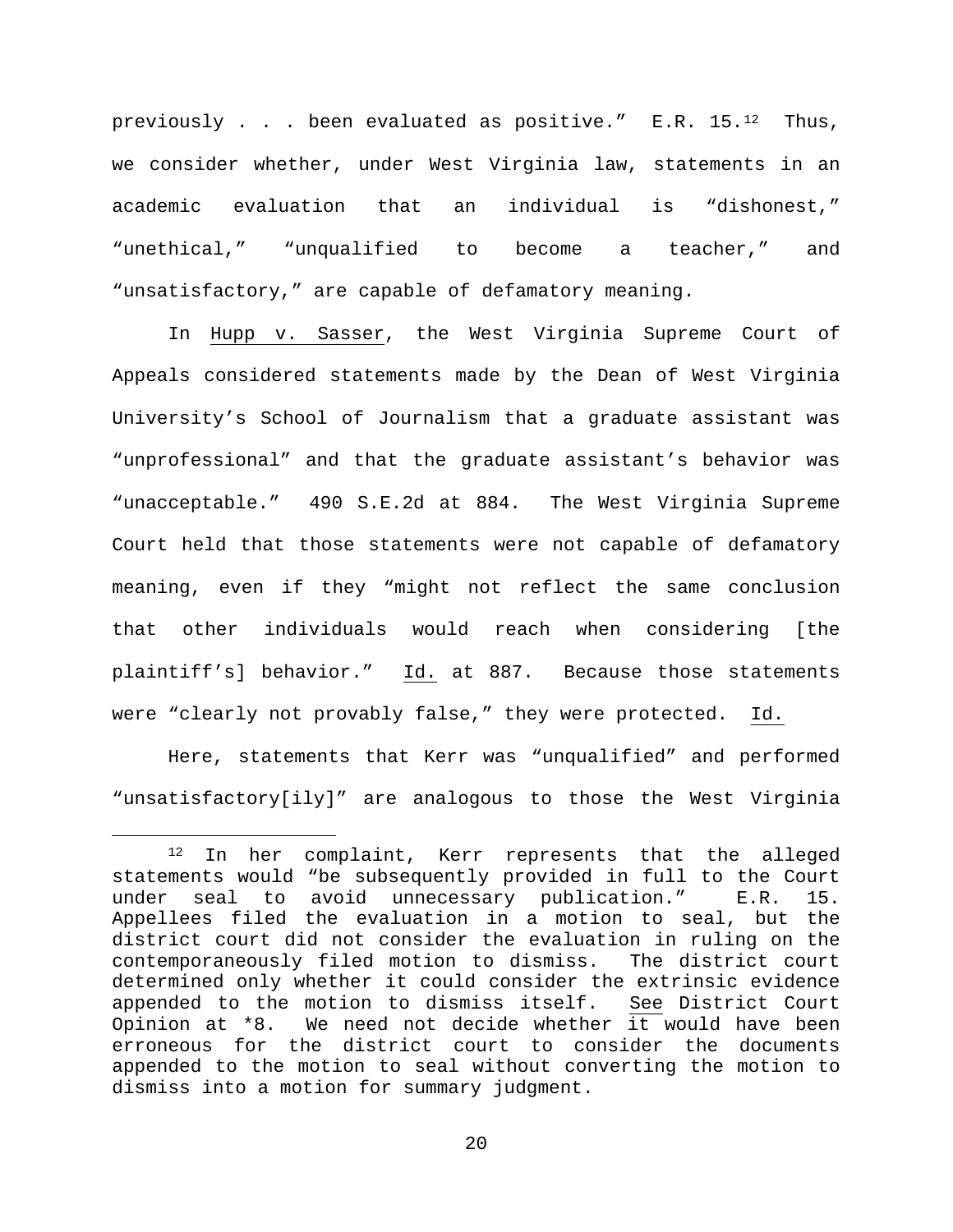previously . . . been evaluated as positive." E.R. 15.[12] Thus, we consider whether, under West Virginia law, statements in an academic evaluation that an individual is "dishonest," "unethical," "unqualified to become a teacher," and "unsatisfactory," are capable of defamatory meaning.

In Hupp v. Sasser, the West Virginia Supreme Court of Appeals considered statements made by the Dean of West Virginia University's School of Journalism that a graduate assistant was "unprofessional" and that the graduate assistant's behavior was "unacceptable." 490 S.E.2d at 884. The West Virginia Supreme Court held that those statements were not capable of defamatory meaning, even if they "might not reflect the same conclusion that other individuals would reach when considering [the plaintiff's] behavior." Id. at 887. Because those statements were "clearly not provably false," they were protected. Id.

Here, statements that Kerr was "unqualified" and performed "unsatisfactory[ily]" are analogous to those the West Virginia

[12] In her complaint, Kerr represents that the alleged statements would "be subsequently provided in full to the Court under seal to avoid unnecessary publication." E.R. 15. Appellees filed the evaluation in a motion to seal, but the district court did not consider the evaluation in ruling on the contemporaneously filed motion to dismiss. The district court determined only whether it could consider the extrinsic evidence appended to the motion to dismiss itself. See District Court Opinion at *8. We need not decide whether it would have been erroneous for the district court to consider the documents appended to the motion to seal without converting the motion to dismiss into a motion for summary judgment.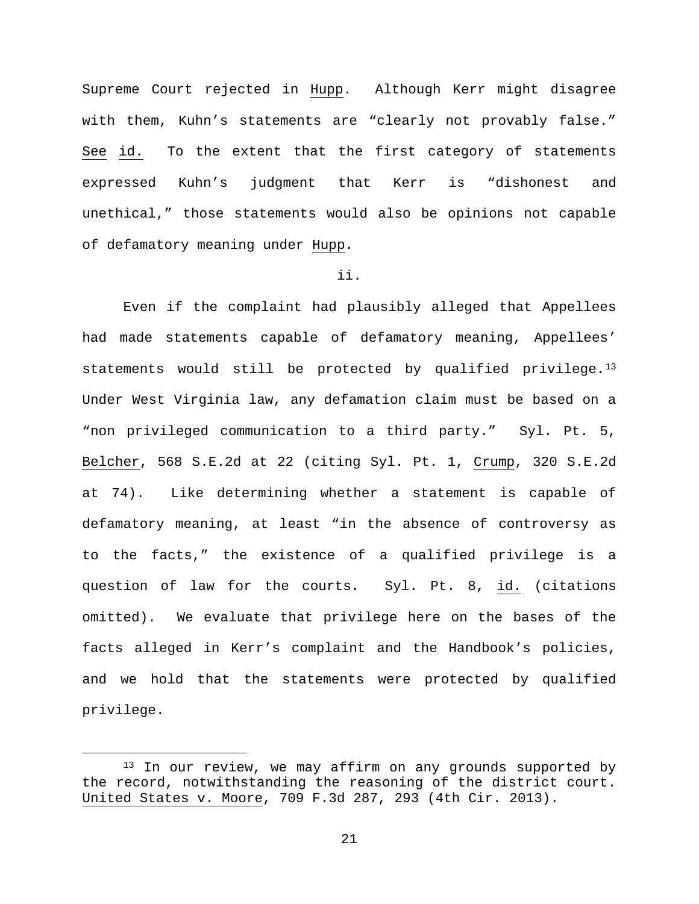Supreme Court rejected in Hupp. Although Kerr might disagree with them, Kuhn's statements are "clearly not provably false." See id. To the extent that the first category of statements expressed Kuhn's judgment that Kerr is "dishonest and unethical," those statements would also be opinions not capable of defamatory meaning under Hupp.

ii.

Even if the complaint had plausibly alleged that Appellees had made statements capable of defamatory meaning, Appellees' statements would still be protected by qualified privilege.[13] Under West Virginia law, any defamation claim must be based on a "non privileged communication to a third party." Syl. Pt. 5, Belcher, 568 S.E.2d at 22 (citing Syl. Pt. 1, Crump, 320 S.E.2d at 74). Like determining whether a statement is capable of defamatory meaning, at least "in the absence of controversy as to the facts," the existence of a qualified privilege is a question of law for the courts. Syl. Pt. 8, id. (citations omitted). We evaluate that privilege here on the bases of the facts alleged in Kerr's complaint and the Handbook's policies, and we hold that the statements were protected by qualified privilege.

[13] In our review, we may affirm on any grounds supported by the record, notwithstanding the reasoning of the district court. United States v. Moore, 709 F.3d 287, 293 (4th Cir. 2013).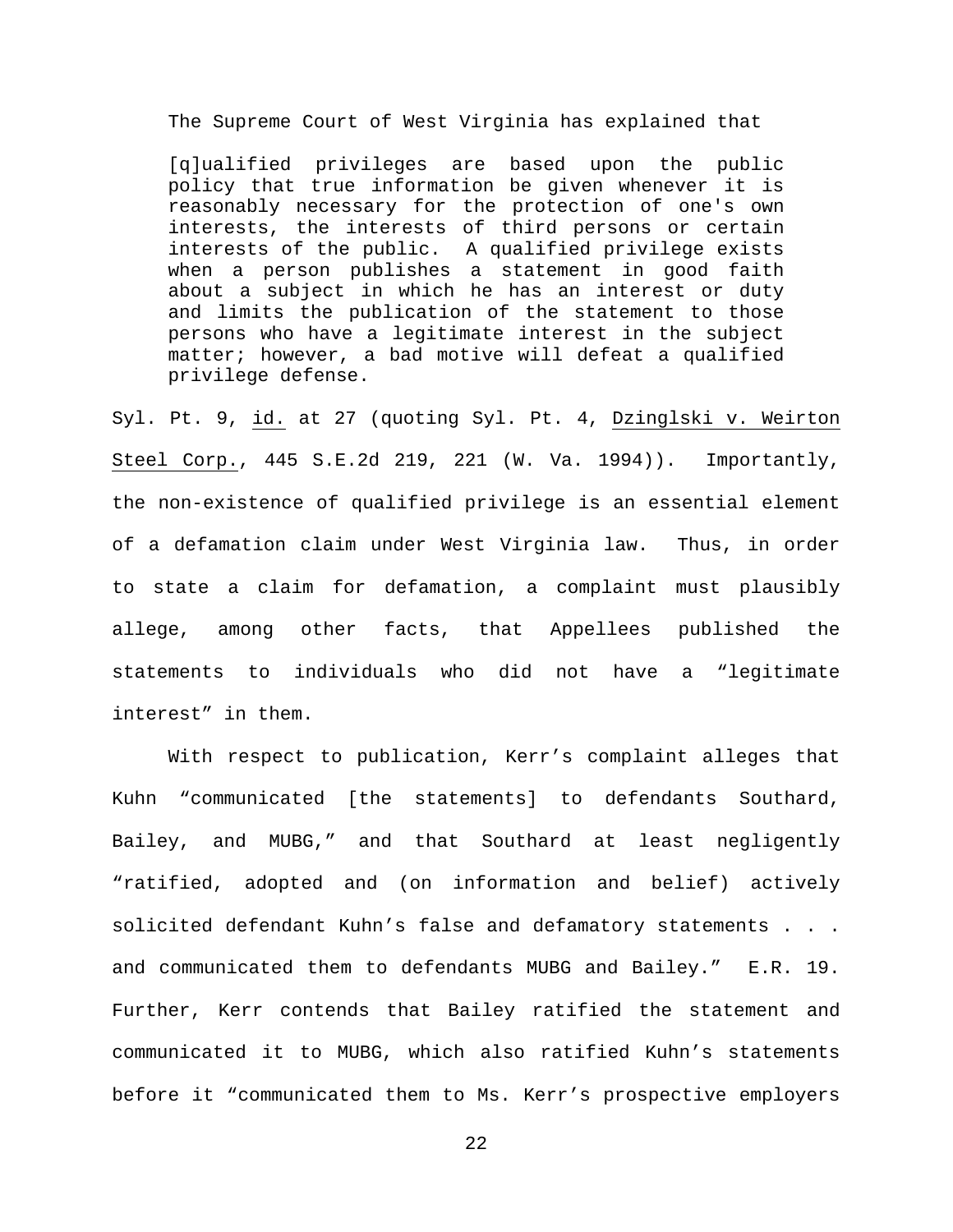The Supreme Court of West Virginia has explained that

> [q]ualified privileges are based upon the public policy that true information be given whenever it is reasonably necessary for the protection of one's own interests, the interests of third persons or certain interests of the public. A qualified privilege exists when a person publishes a statement in good faith about a subject in which he has an interest or duty and limits the publication of the statement to those persons who have a legitimate interest in the subject matter; however, a bad motive will defeat a qualified privilege defense.

Syl. Pt. 9, id. at 27 (quoting Syl. Pt. 4, Dzinglski v. Weirton Steel Corp., 445 S.E.2d 219, 221 (W. Va. 1994)). Importantly, the non-existence of qualified privilege is an essential element of a defamation claim under West Virginia law. Thus, in order to state a claim for defamation, a complaint must plausibly allege, among other facts, that Appellees published the statements to individuals who did not have a "legitimate interest" in them.

With respect to publication, Kerr's complaint alleges that Kuhn "communicated [the statements] to defendants Southard, Bailey, and MUBG," and that Southard at least negligently "ratified, adopted and (on information and belief) actively solicited defendant Kuhn's false and defamatory statements . . . and communicated them to defendants MUBG and Bailey." E.R. 19. Further, Kerr contends that Bailey ratified the statement and communicated it to MUBG, which also ratified Kuhn's statements before it "communicated them to Ms. Kerr's prospective employers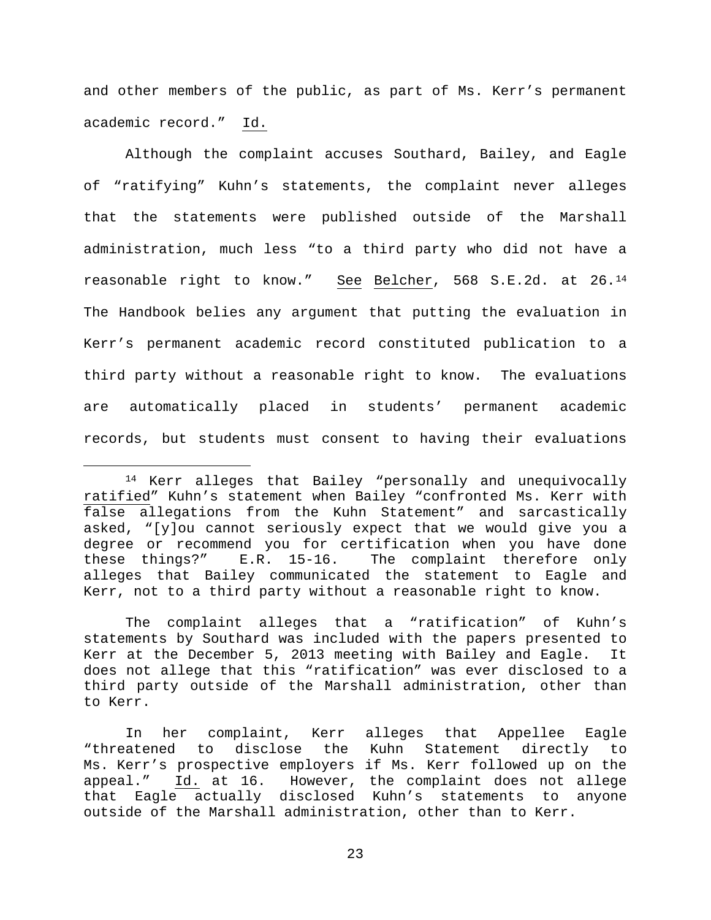and other members of the public, as part of Ms. Kerr's permanent academic record." Id.

Although the complaint accuses Southard, Bailey, and Eagle of "ratifying" Kuhn's statements, the complaint never alleges that the statements were published outside of the Marshall administration, much less "to a third party who did not have a reasonable right to know." See Belcher, 568 S.E.2d. at 26.[14] The Handbook belies any argument that putting the evaluation in Kerr's permanent academic record constituted publication to a third party without a reasonable right to know. The evaluations are automatically placed in students' permanent academic records, but students must consent to having their evaluations

---

[14] Kerr alleges that Bailey "personally and unequivocally ratified" Kuhn's statement when Bailey "confronted Ms. Kerr with false allegations from the Kuhn Statement" and sarcastically asked, "[y]ou cannot seriously expect that we would give you a degree or recommend you for certification when you have done these things?" E.R. 15-16. The complaint therefore only alleges that Bailey communicated the statement to Eagle and Kerr, not to a third party without a reasonable right to know.

The complaint alleges that a "ratification" of Kuhn's statements by Southard was included with the papers presented to Kerr at the December 5, 2013 meeting with Bailey and Eagle. It does not allege that this "ratification" was ever disclosed to a third party outside of the Marshall administration, other than to Kerr.

In her complaint, Kerr alleges that Appellee Eagle "threatened to disclose the Kuhn Statement directly to Ms. Kerr's prospective employers if Ms. Kerr followed up on the appeal." Id. at 16. However, the complaint does not allege that Eagle actually disclosed Kuhn's statements to anyone outside of the Marshall administration, other than to Kerr.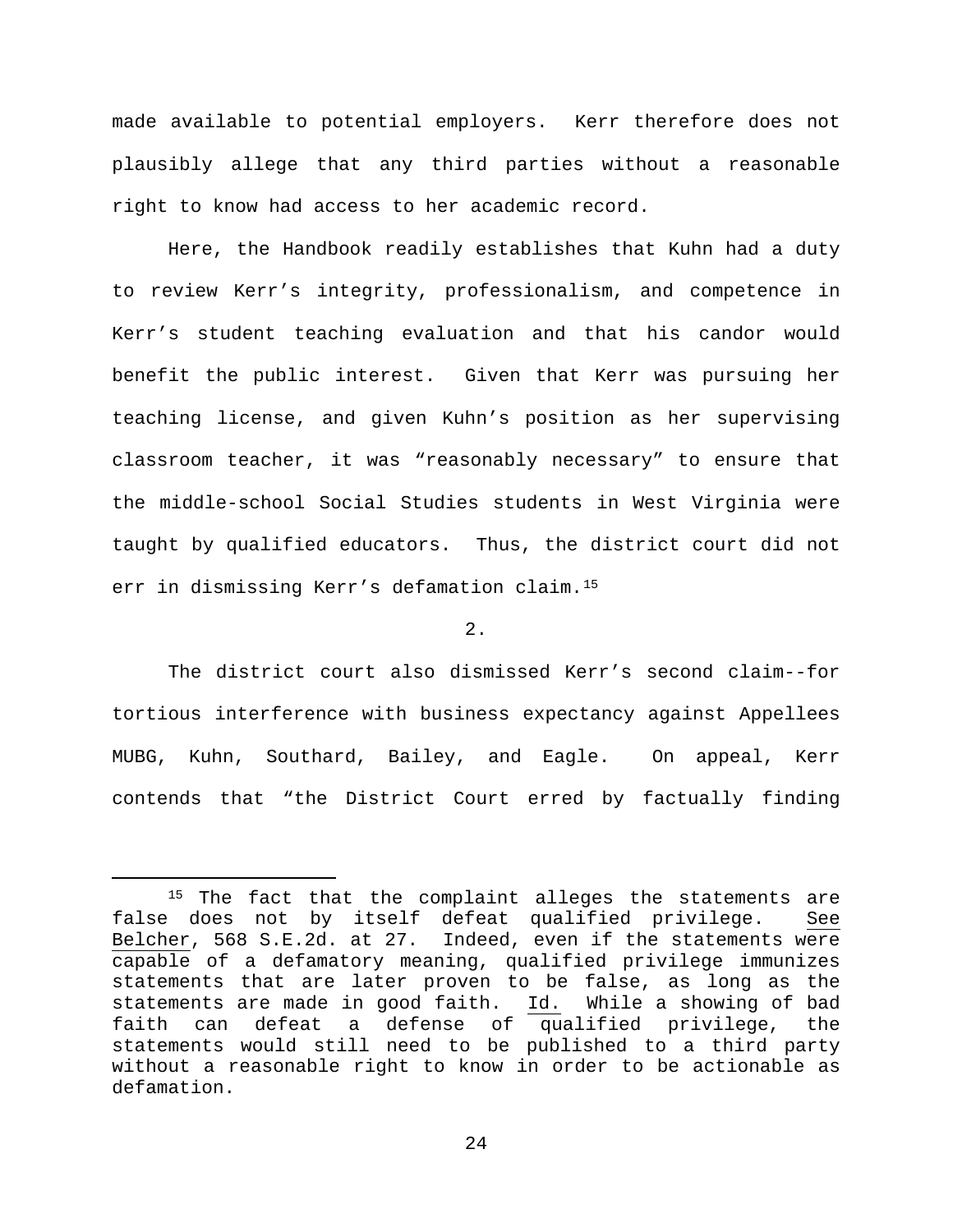made available to potential employers. Kerr therefore does not plausibly allege that any third parties without a reasonable right to know had access to her academic record.

Here, the Handbook readily establishes that Kuhn had a duty to review Kerr's integrity, professionalism, and competence in Kerr's student teaching evaluation and that his candor would benefit the public interest. Given that Kerr was pursuing her teaching license, and given Kuhn's position as her supervising classroom teacher, it was "reasonably necessary" to ensure that the middle-school Social Studies students in West Virginia were taught by qualified educators. Thus, the district court did not err in dismissing Kerr's defamation claim.[15]

2.

The district court also dismissed Kerr's second claim--for tortious interference with business expectancy against Appellees MUBG, Kuhn, Southard, Bailey, and Eagle. On appeal, Kerr contends that "the District Court erred by factually finding

---

[15] The fact that the complaint alleges the statements are false does not by itself defeat qualified privilege. See Belcher, 568 S.E.2d. at 27. Indeed, even if the statements were capable of a defamatory meaning, qualified privilege immunizes statements that are later proven to be false, as long as the statements are made in good faith. Id. While a showing of bad faith can defeat a defense of qualified privilege, the statements would still need to be published to a third party without a reasonable right to know in order to be actionable as defamation.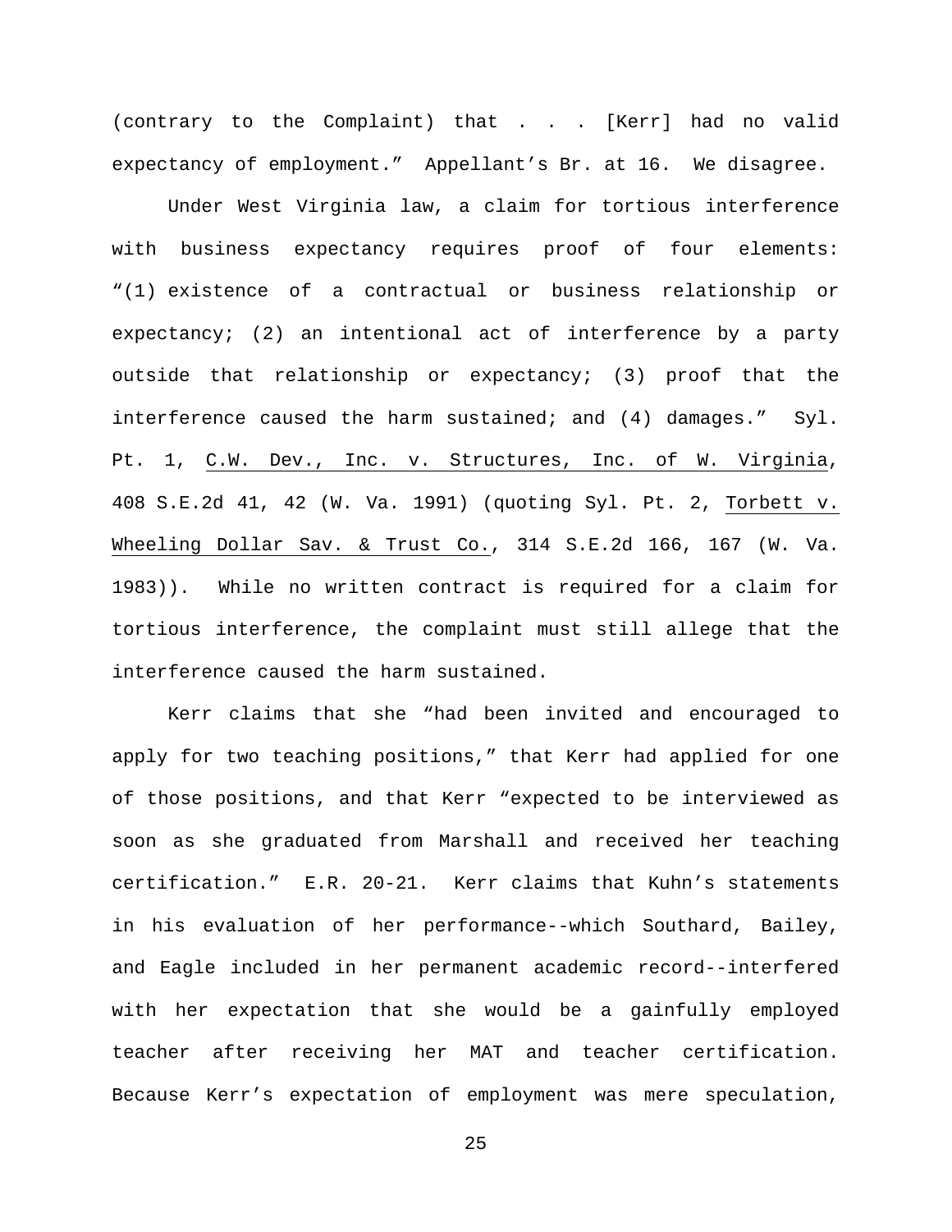(contrary to the Complaint) that . . . [Kerr] had no valid expectancy of employment." Appellant's Br. at 16. We disagree.

Under West Virginia law, a claim for tortious interference with business expectancy requires proof of four elements: "(1) existence of a contractual or business relationship or expectancy; (2) an intentional act of interference by a party outside that relationship or expectancy; (3) proof that the interference caused the harm sustained; and (4) damages." Syl. Pt. 1, C.W. Dev., Inc. v. Structures, Inc. of W. Virginia, 408 S.E.2d 41, 42 (W. Va. 1991) (quoting Syl. Pt. 2, Torbett v. Wheeling Dollar Sav. & Trust Co., 314 S.E.2d 166, 167 (W. Va. 1983)). While no written contract is required for a claim for tortious interference, the complaint must still allege that the interference caused the harm sustained.

Kerr claims that she "had been invited and encouraged to apply for two teaching positions," that Kerr had applied for one of those positions, and that Kerr "expected to be interviewed as soon as she graduated from Marshall and received her teaching certification." E.R. 20-21. Kerr claims that Kuhn's statements in his evaluation of her performance--which Southard, Bailey, and Eagle included in her permanent academic record--interfered with her expectation that she would be a gainfully employed teacher after receiving her MAT and teacher certification. Because Kerr's expectation of employment was mere speculation,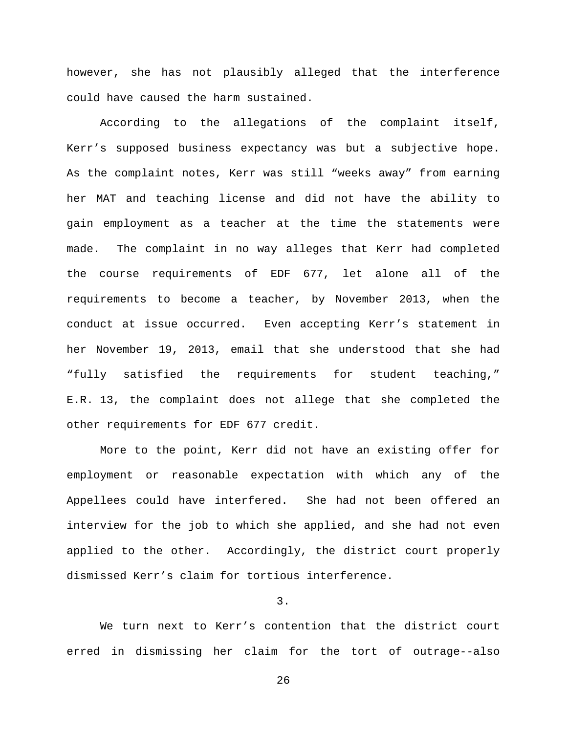however, she has not plausibly alleged that the interference could have caused the harm sustained.

According to the allegations of the complaint itself, Kerr's supposed business expectancy was but a subjective hope. As the complaint notes, Kerr was still "weeks away" from earning her MAT and teaching license and did not have the ability to gain employment as a teacher at the time the statements were made. The complaint in no way alleges that Kerr had completed the course requirements of EDF 677, let alone all of the requirements to become a teacher, by November 2013, when the conduct at issue occurred. Even accepting Kerr's statement in her November 19, 2013, email that she understood that she had "fully satisfied the requirements for student teaching," E.R. 13, the complaint does not allege that she completed the other requirements for EDF 677 credit.

More to the point, Kerr did not have an existing offer for employment or reasonable expectation with which any of the Appellees could have interfered. She had not been offered an interview for the job to which she applied, and she had not even applied to the other. Accordingly, the district court properly dismissed Kerr's claim for tortious interference.

3.

We turn next to Kerr's contention that the district court erred in dismissing her claim for the tort of outrage--also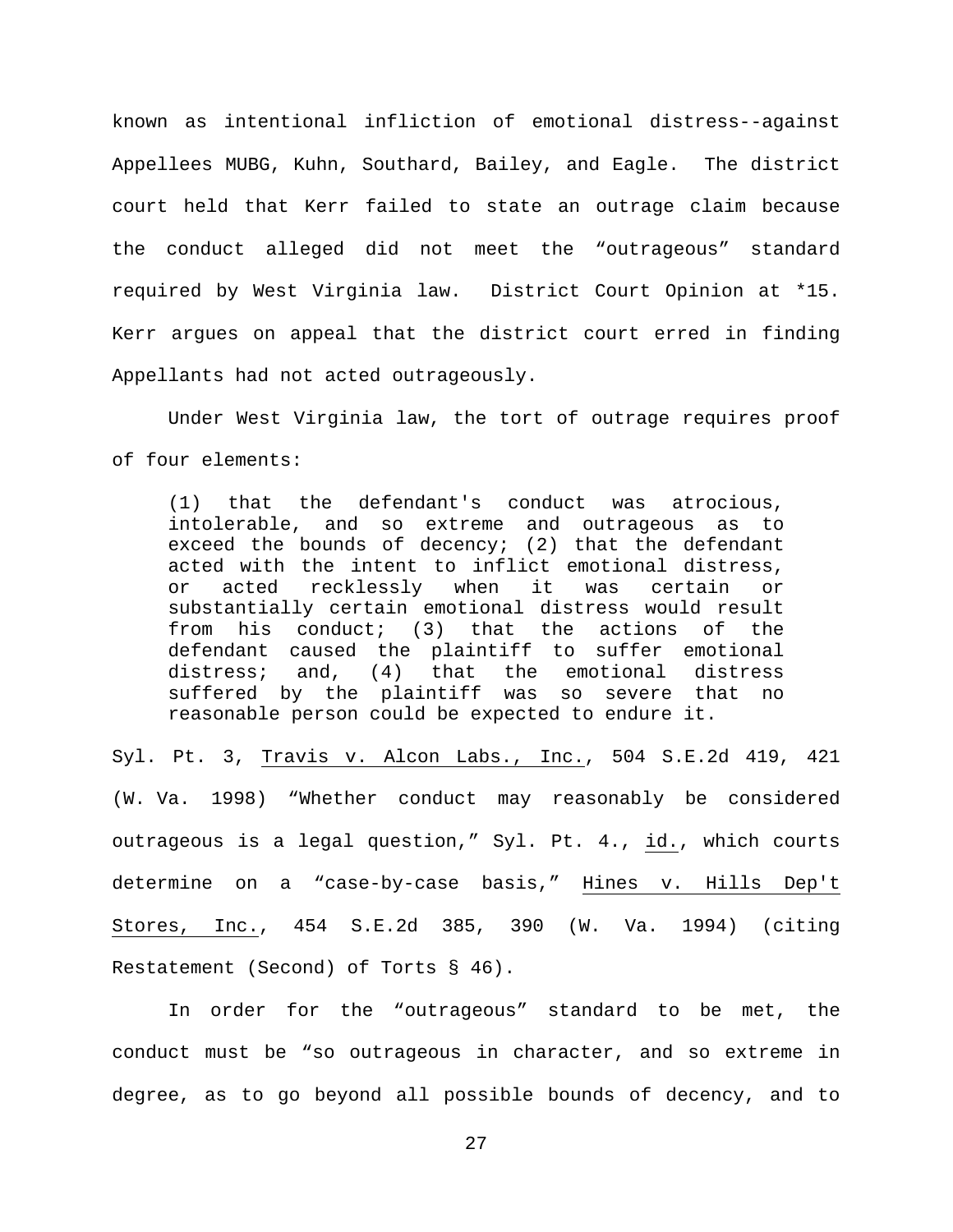known as intentional infliction of emotional distress--against Appellees MUBG, Kuhn, Southard, Bailey, and Eagle. The district court held that Kerr failed to state an outrage claim because the conduct alleged did not meet the "outrageous" standard required by West Virginia law. District Court Opinion at *15. Kerr argues on appeal that the district court erred in finding Appellants had not acted outrageously.

Under West Virginia law, the tort of outrage requires proof of four elements:

> (1) that the defendant's conduct was atrocious, intolerable, and so extreme and outrageous as to exceed the bounds of decency; (2) that the defendant acted with the intent to inflict emotional distress, or acted recklessly when it was certain or substantially certain emotional distress would result from his conduct; (3) that the actions of the defendant caused the plaintiff to suffer emotional distress; and, (4) that the emotional distress suffered by the plaintiff was so severe that no reasonable person could be expected to endure it.

Syl. Pt. 3, <u>Travis v. Alcon Labs., Inc.</u>, 504 S.E.2d 419, 421 (W. Va. 1998) "Whether conduct may reasonably be considered outrageous is a legal question," Syl. Pt. 4., <u>id.</u>, which courts determine on a "case-by-case basis," <u>Hines v. Hills Dep't Stores, Inc.</u>, 454 S.E.2d 385, 390 (W. Va. 1994) (citing Restatement (Second) of Torts § 46).

In order for the "outrageous" standard to be met, the conduct must be "so outrageous in character, and so extreme in degree, as to go beyond all possible bounds of decency, and to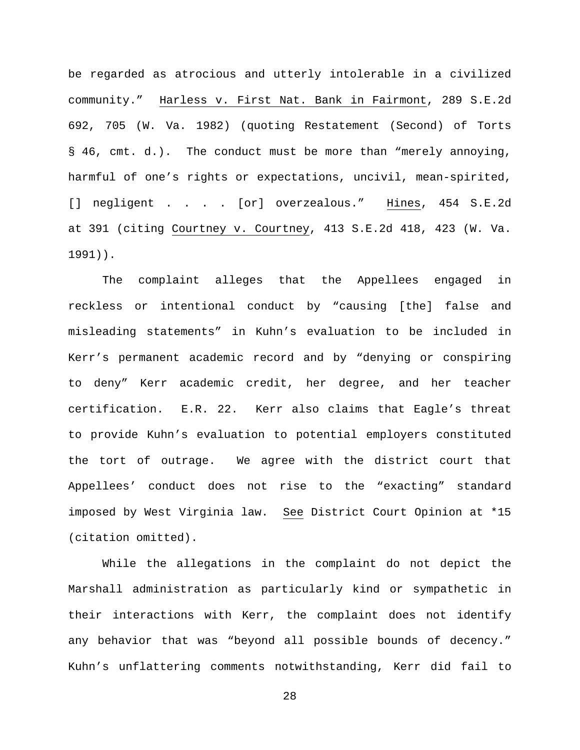be regarded as atrocious and utterly intolerable in a civilized community." Harless v. First Nat. Bank in Fairmont, 289 S.E.2d 692, 705 (W. Va. 1982) (quoting Restatement (Second) of Torts § 46, cmt. d.). The conduct must be more than "merely annoying, harmful of one's rights or expectations, uncivil, mean-spirited, [] negligent . . . . [or] overzealous." Hines, 454 S.E.2d at 391 (citing Courtney v. Courtney, 413 S.E.2d 418, 423 (W. Va. 1991)).

The complaint alleges that the Appellees engaged in reckless or intentional conduct by "causing [the] false and misleading statements" in Kuhn's evaluation to be included in Kerr's permanent academic record and by "denying or conspiring to deny" Kerr academic credit, her degree, and her teacher certification. E.R. 22. Kerr also claims that Eagle's threat to provide Kuhn's evaluation to potential employers constituted the tort of outrage. We agree with the district court that Appellees' conduct does not rise to the "exacting" standard imposed by West Virginia law. See District Court Opinion at *15 (citation omitted).

While the allegations in the complaint do not depict the Marshall administration as particularly kind or sympathetic in their interactions with Kerr, the complaint does not identify any behavior that was "beyond all possible bounds of decency." Kuhn's unflattering comments notwithstanding, Kerr did fail to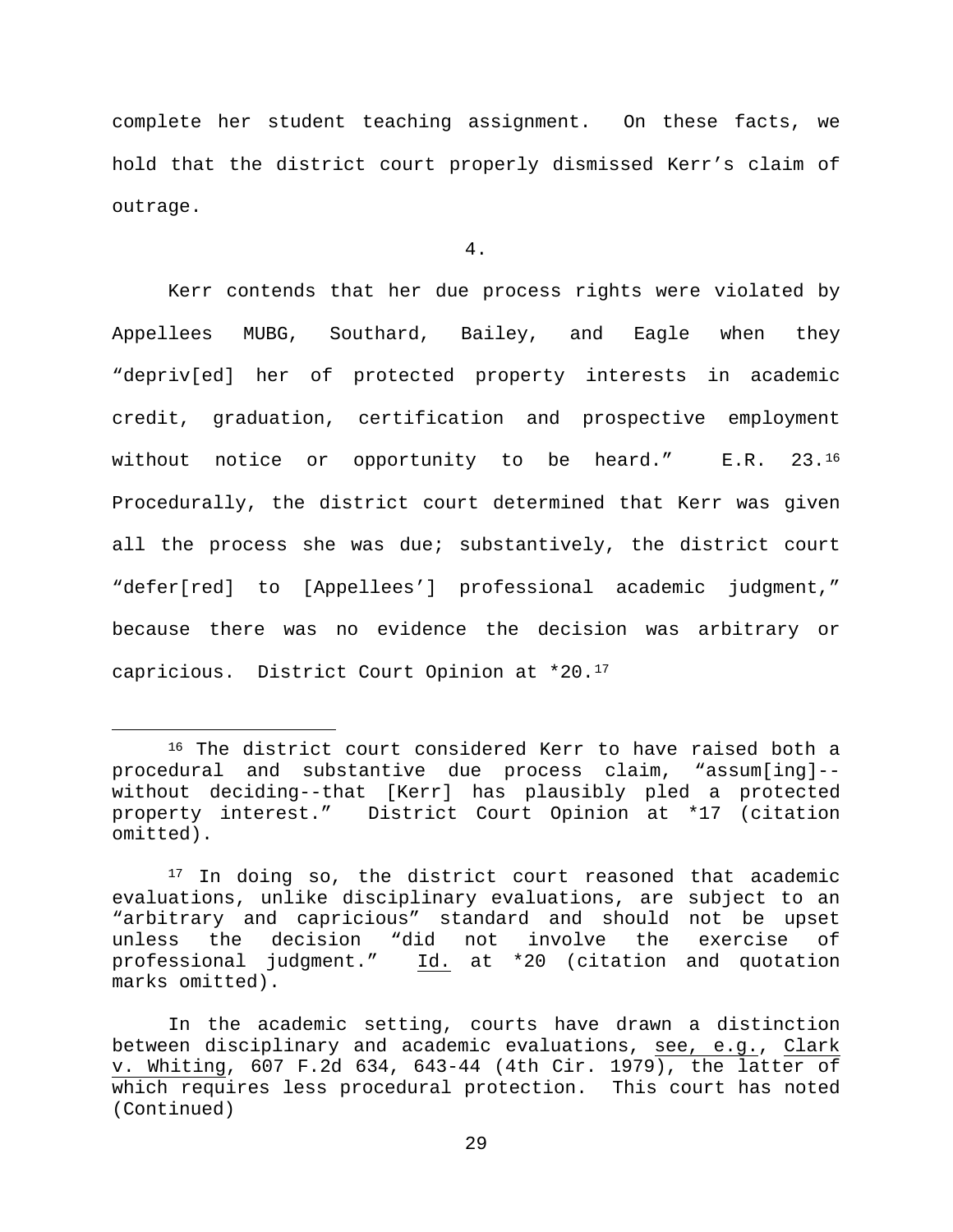complete her student teaching assignment. On these facts, we hold that the district court properly dismissed Kerr's claim of outrage.

4.

Kerr contends that her due process rights were violated by Appellees MUBG, Southard, Bailey, and Eagle when they "depriv[ed] her of protected property interests in academic credit, graduation, certification and prospective employment without notice or opportunity to be heard." E.R. 23.[16] Procedurally, the district court determined that Kerr was given all the process she was due; substantively, the district court "defer[red] to [Appellees'] professional academic judgment," because there was no evidence the decision was arbitrary or capricious. District Court Opinion at *20.[17]

---

[16] The district court considered Kerr to have raised both a procedural and substantive due process claim, "assum[ing]--without deciding--that [Kerr] has plausibly pled a protected property interest." District Court Opinion at *17 (citation omitted).

[17] In doing so, the district court reasoned that academic evaluations, unlike disciplinary evaluations, are subject to an "arbitrary and capricious" standard and should not be upset unless the decision "did not involve the exercise of professional judgment." Id. at *20 (citation and quotation marks omitted).

In the academic setting, courts have drawn a distinction between disciplinary and academic evaluations, see, e.g., Clark v. Whiting, 607 F.2d 634, 643-44 (4th Cir. 1979), the latter of which requires less procedural protection. This court has noted (Continued)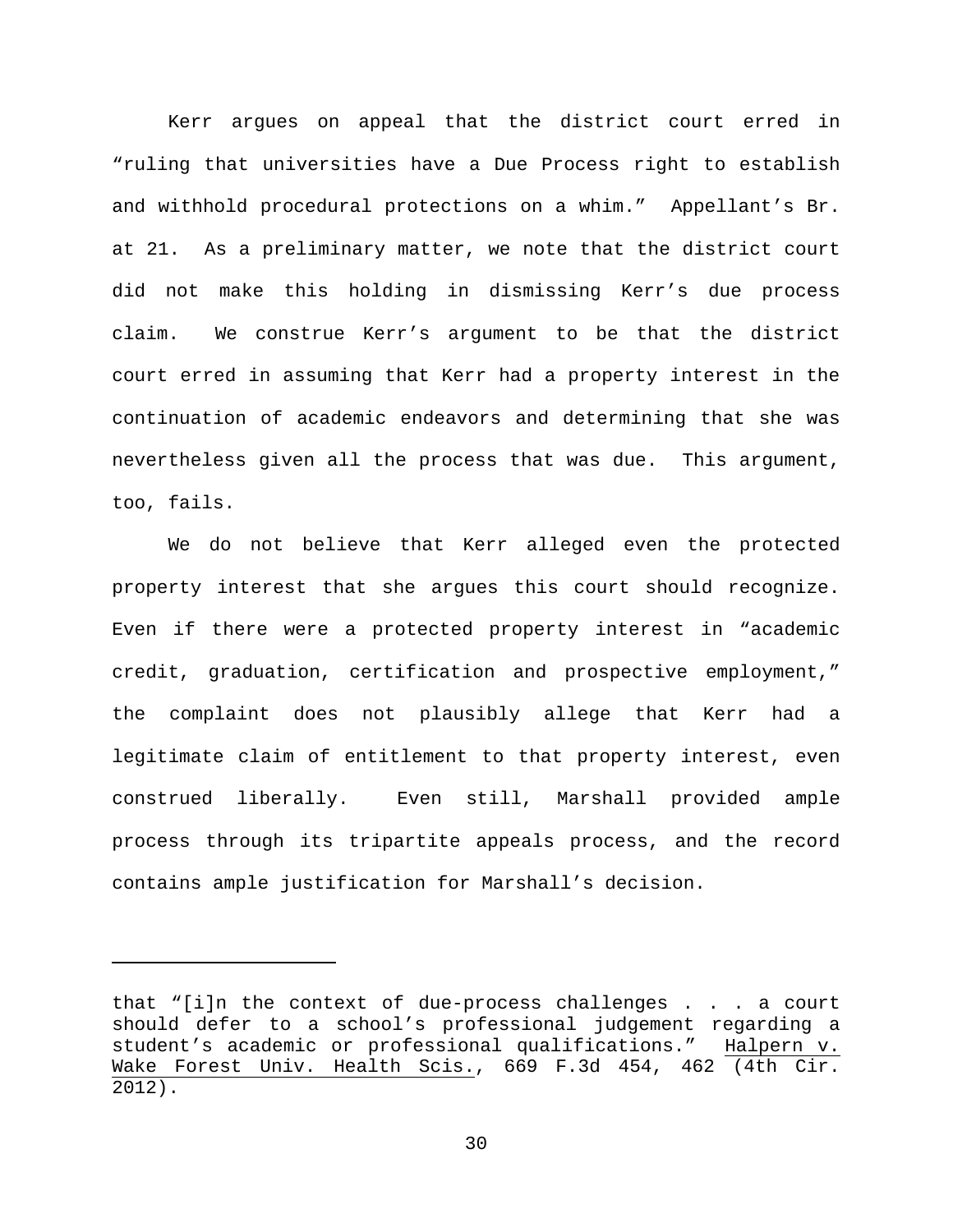Kerr argues on appeal that the district court erred in "ruling that universities have a Due Process right to establish and withhold procedural protections on a whim." Appellant's Br. at 21. As a preliminary matter, we note that the district court did not make this holding in dismissing Kerr's due process claim. We construe Kerr's argument to be that the district court erred in assuming that Kerr had a property interest in the continuation of academic endeavors and determining that she was nevertheless given all the process that was due. This argument, too, fails.

We do not believe that Kerr alleged even the protected property interest that she argues this court should recognize. Even if there were a protected property interest in "academic credit, graduation, certification and prospective employment," the complaint does not plausibly allege that Kerr had a legitimate claim of entitlement to that property interest, even construed liberally. Even still, Marshall provided ample process through its tripartite appeals process, and the record contains ample justification for Marshall's decision.

---

that "[i]n the context of due-process challenges . . . a court should defer to a school's professional judgement regarding a student's academic or professional qualifications." Halpern v. Wake Forest Univ. Health Scis., 669 F.3d 454, 462 (4th Cir. 2012).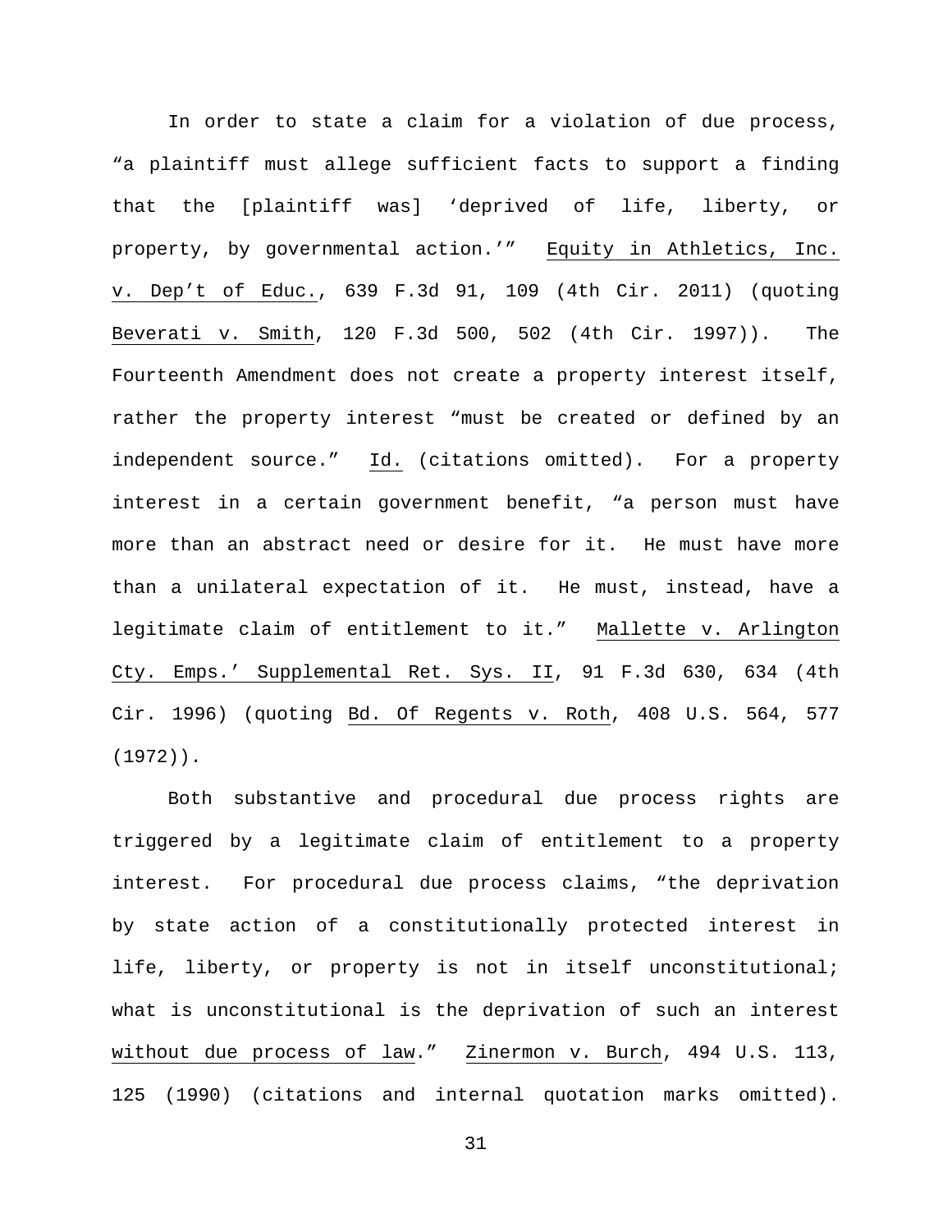In order to state a claim for a violation of due process, "a plaintiff must allege sufficient facts to support a finding that the [plaintiff was] 'deprived of life, liberty, or property, by governmental action.'" Equity in Athletics, Inc. v. Dep't of Educ., 639 F.3d 91, 109 (4th Cir. 2011) (quoting Beverati v. Smith, 120 F.3d 500, 502 (4th Cir. 1997)). The Fourteenth Amendment does not create a property interest itself, rather the property interest "must be created or defined by an independent source." Id. (citations omitted). For a property interest in a certain government benefit, "a person must have more than an abstract need or desire for it. He must have more than a unilateral expectation of it. He must, instead, have a legitimate claim of entitlement to it." Mallette v. Arlington Cty. Emps.' Supplemental Ret. Sys. II, 91 F.3d 630, 634 (4th Cir. 1996) (quoting Bd. Of Regents v. Roth, 408 U.S. 564, 577 (1972)).

Both substantive and procedural due process rights are triggered by a legitimate claim of entitlement to a property interest. For procedural due process claims, "the deprivation by state action of a constitutionally protected interest in life, liberty, or property is not in itself unconstitutional; what is unconstitutional is the deprivation of such an interest without due process of law." Zinermon v. Burch, 494 U.S. 113, 125 (1990) (citations and internal quotation marks omitted).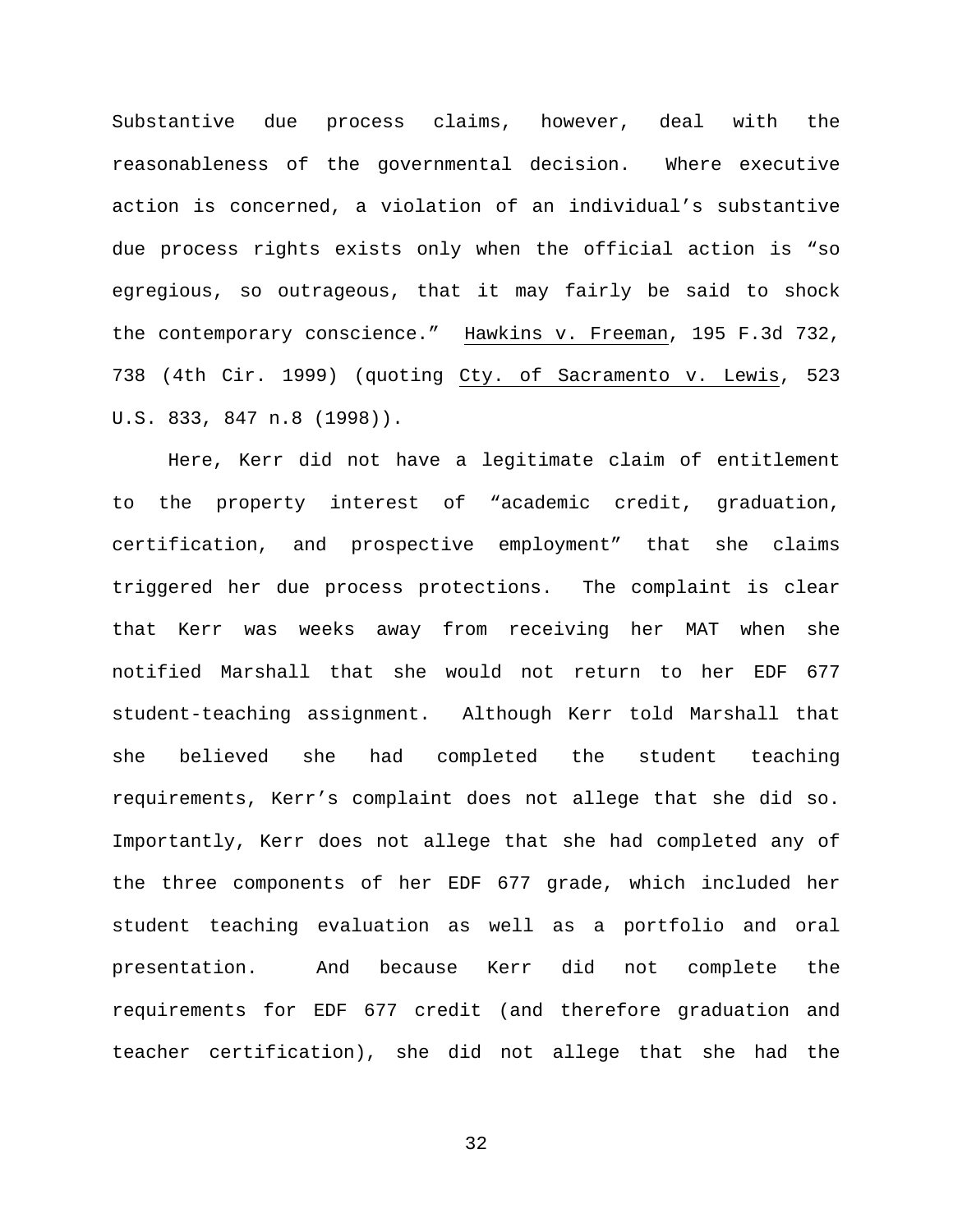Substantive due process claims, however, deal with the reasonableness of the governmental decision. Where executive action is concerned, a violation of an individual's substantive due process rights exists only when the official action is "so egregious, so outrageous, that it may fairly be said to shock the contemporary conscience." Hawkins v. Freeman, 195 F.3d 732, 738 (4th Cir. 1999) (quoting Cty. of Sacramento v. Lewis, 523 U.S. 833, 847 n.8 (1998)).

Here, Kerr did not have a legitimate claim of entitlement to the property interest of "academic credit, graduation, certification, and prospective employment" that she claims triggered her due process protections. The complaint is clear that Kerr was weeks away from receiving her MAT when she notified Marshall that she would not return to her EDF 677 student-teaching assignment. Although Kerr told Marshall that she believed she had completed the student teaching requirements, Kerr's complaint does not allege that she did so. Importantly, Kerr does not allege that she had completed any of the three components of her EDF 677 grade, which included her student teaching evaluation as well as a portfolio and oral presentation. And because Kerr did not complete the requirements for EDF 677 credit (and therefore graduation and teacher certification), she did not allege that she had the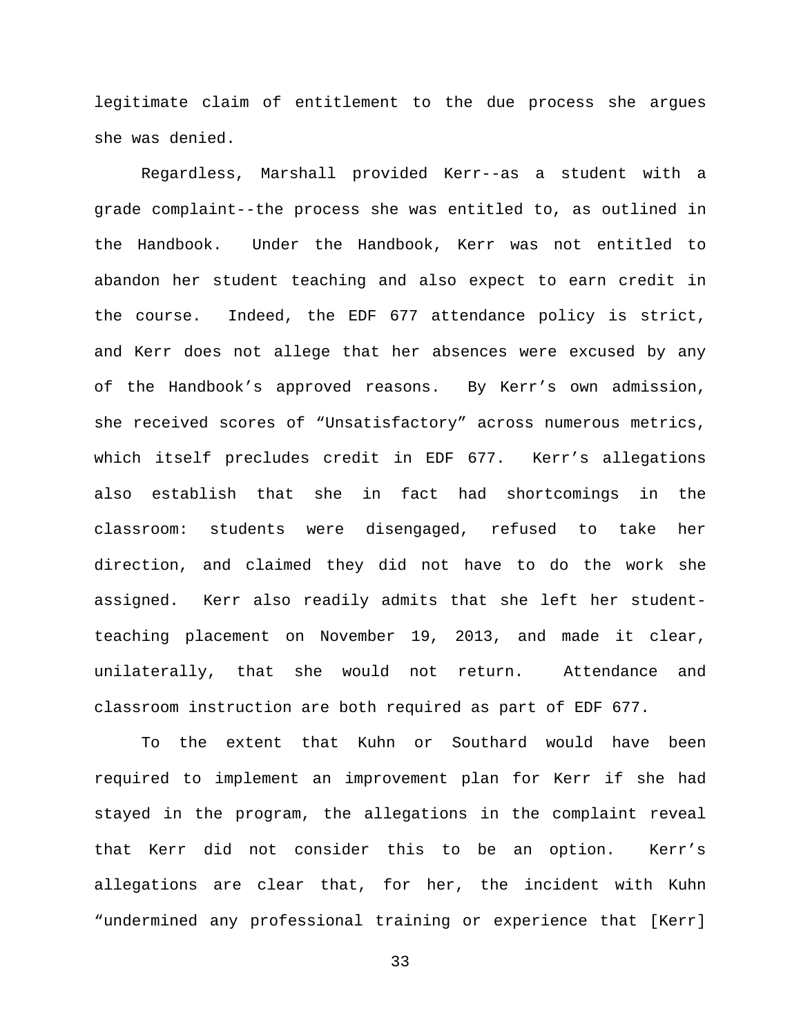legitimate claim of entitlement to the due process she argues she was denied.

Regardless, Marshall provided Kerr--as a student with a grade complaint--the process she was entitled to, as outlined in the Handbook. Under the Handbook, Kerr was not entitled to abandon her student teaching and also expect to earn credit in the course. Indeed, the EDF 677 attendance policy is strict, and Kerr does not allege that her absences were excused by any of the Handbook's approved reasons. By Kerr's own admission, she received scores of "Unsatisfactory" across numerous metrics, which itself precludes credit in EDF 677. Kerr's allegations also establish that she in fact had shortcomings in the classroom: students were disengaged, refused to take her direction, and claimed they did not have to do the work she assigned. Kerr also readily admits that she left her student-teaching placement on November 19, 2013, and made it clear, unilaterally, that she would not return. Attendance and classroom instruction are both required as part of EDF 677.

To the extent that Kuhn or Southard would have been required to implement an improvement plan for Kerr if she had stayed in the program, the allegations in the complaint reveal that Kerr did not consider this to be an option. Kerr's allegations are clear that, for her, the incident with Kuhn "undermined any professional training or experience that [Kerr]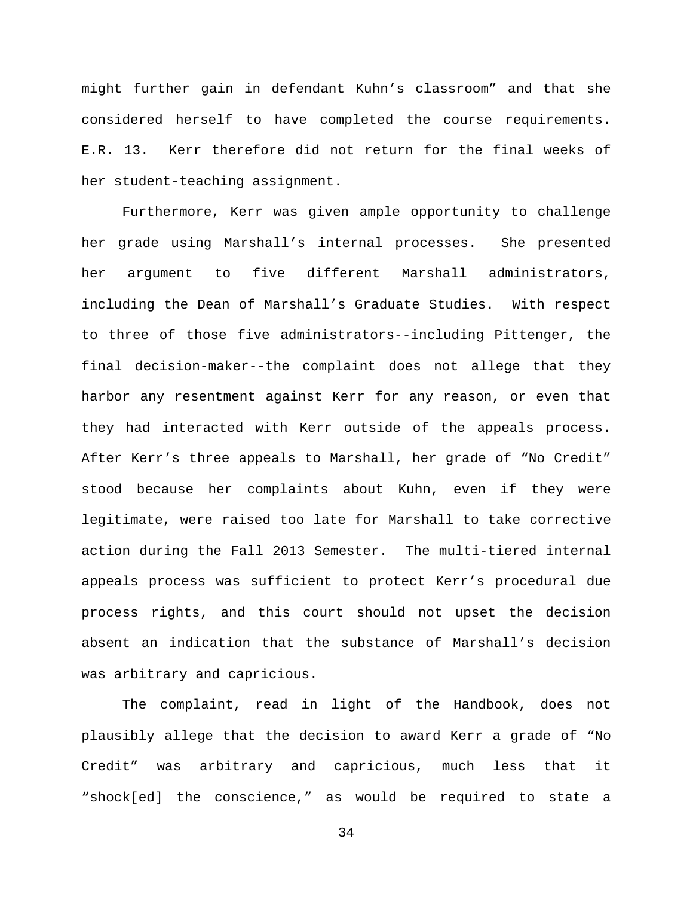might further gain in defendant Kuhn's classroom" and that she considered herself to have completed the course requirements. E.R. 13. Kerr therefore did not return for the final weeks of her student-teaching assignment.

Furthermore, Kerr was given ample opportunity to challenge her grade using Marshall's internal processes. She presented her argument to five different Marshall administrators, including the Dean of Marshall's Graduate Studies. With respect to three of those five administrators--including Pittenger, the final decision-maker--the complaint does not allege that they harbor any resentment against Kerr for any reason, or even that they had interacted with Kerr outside of the appeals process. After Kerr's three appeals to Marshall, her grade of "No Credit" stood because her complaints about Kuhn, even if they were legitimate, were raised too late for Marshall to take corrective action during the Fall 2013 Semester. The multi-tiered internal appeals process was sufficient to protect Kerr's procedural due process rights, and this court should not upset the decision absent an indication that the substance of Marshall's decision was arbitrary and capricious.

The complaint, read in light of the Handbook, does not plausibly allege that the decision to award Kerr a grade of "No Credit" was arbitrary and capricious, much less that it "shock[ed] the conscience," as would be required to state a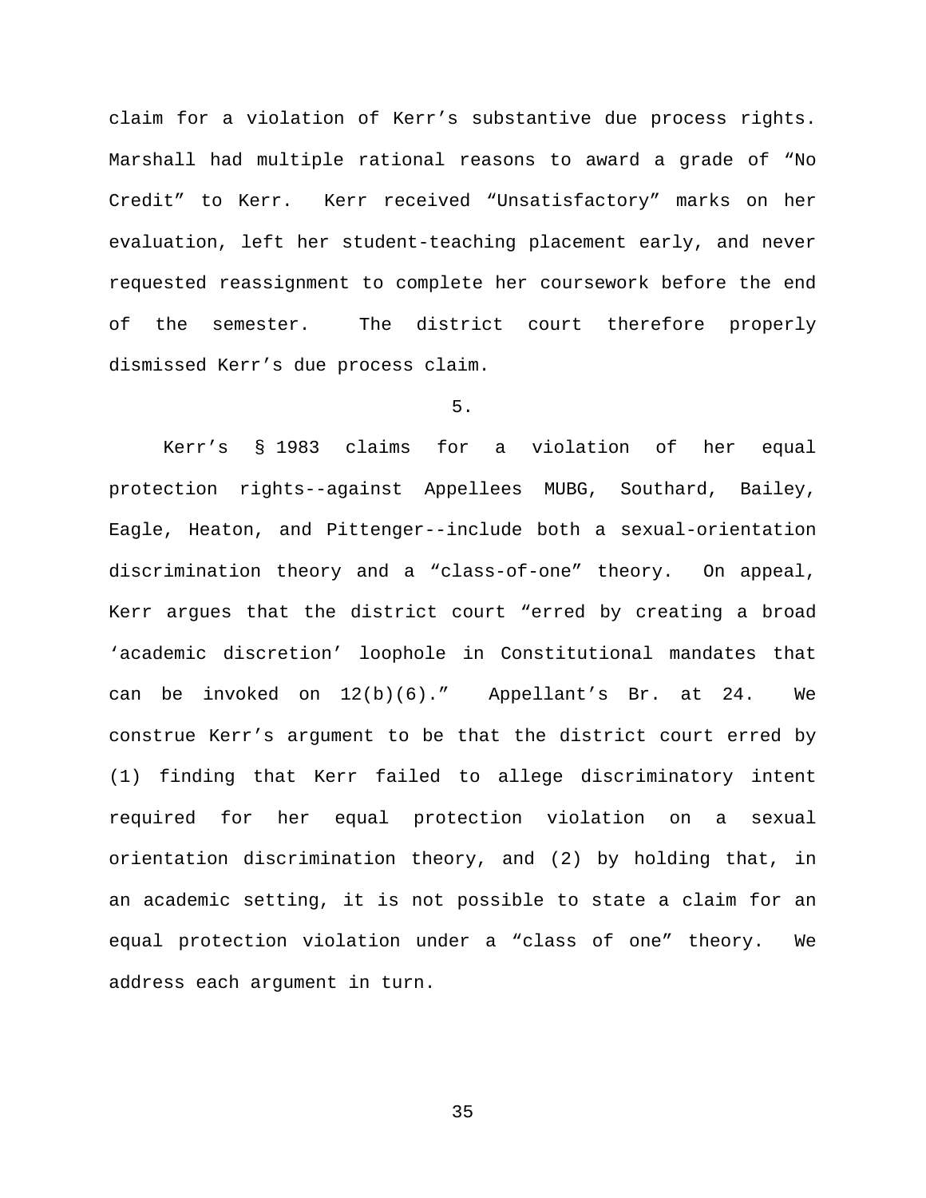claim for a violation of Kerr's substantive due process rights. Marshall had multiple rational reasons to award a grade of "No Credit" to Kerr. Kerr received "Unsatisfactory" marks on her evaluation, left her student-teaching placement early, and never requested reassignment to complete her coursework before the end of the semester. The district court therefore properly dismissed Kerr's due process claim.

5.

Kerr's § 1983 claims for a violation of her equal protection rights--against Appellees MUBG, Southard, Bailey, Eagle, Heaton, and Pittenger--include both a sexual-orientation discrimination theory and a "class-of-one" theory. On appeal, Kerr argues that the district court "erred by creating a broad 'academic discretion' loophole in Constitutional mandates that can be invoked on 12(b)(6)." Appellant's Br. at 24. We construe Kerr's argument to be that the district court erred by (1) finding that Kerr failed to allege discriminatory intent required for her equal protection violation on a sexual orientation discrimination theory, and (2) by holding that, in an academic setting, it is not possible to state a claim for an equal protection violation under a "class of one" theory. We address each argument in turn.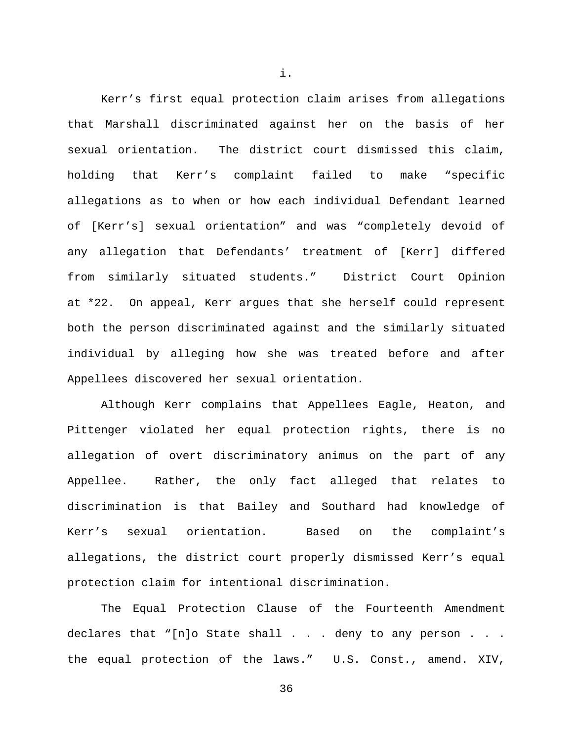i.

Kerr's first equal protection claim arises from allegations that Marshall discriminated against her on the basis of her sexual orientation. The district court dismissed this claim, holding that Kerr's complaint failed to make "specific allegations as to when or how each individual Defendant learned of [Kerr's] sexual orientation" and was "completely devoid of any allegation that Defendants' treatment of [Kerr] differed from similarly situated students." District Court Opinion at *22. On appeal, Kerr argues that she herself could represent both the person discriminated against and the similarly situated individual by alleging how she was treated before and after Appellees discovered her sexual orientation.

Although Kerr complains that Appellees Eagle, Heaton, and Pittenger violated her equal protection rights, there is no allegation of overt discriminatory animus on the part of any Appellee. Rather, the only fact alleged that relates to discrimination is that Bailey and Southard had knowledge of Kerr's sexual orientation. Based on the complaint's allegations, the district court properly dismissed Kerr's equal protection claim for intentional discrimination.

The Equal Protection Clause of the Fourteenth Amendment declares that "[n]o State shall . . . deny to any person . . . the equal protection of the laws." U.S. Const., amend. XIV,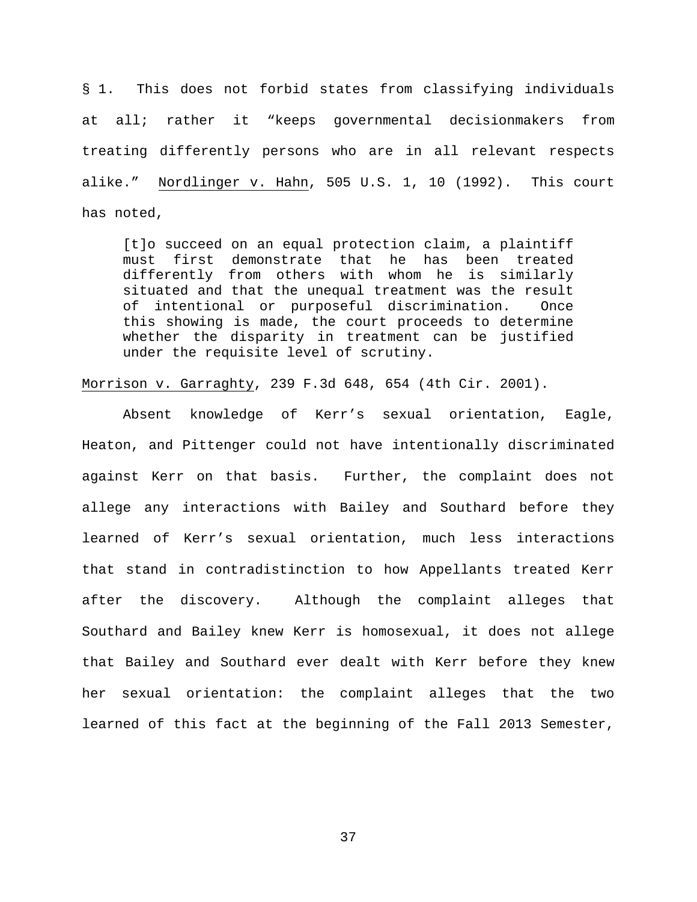§ 1. This does not forbid states from classifying individuals at all; rather it "keeps governmental decisionmakers from treating differently persons who are in all relevant respects alike." Nordlinger v. Hahn, 505 U.S. 1, 10 (1992). This court has noted,

> [t]o succeed on an equal protection claim, a plaintiff must first demonstrate that he has been treated differently from others with whom he is similarly situated and that the unequal treatment was the result of intentional or purposeful discrimination. Once this showing is made, the court proceeds to determine whether the disparity in treatment can be justified under the requisite level of scrutiny.

Morrison v. Garraghty, 239 F.3d 648, 654 (4th Cir. 2001).

Absent knowledge of Kerr's sexual orientation, Eagle, Heaton, and Pittenger could not have intentionally discriminated against Kerr on that basis. Further, the complaint does not allege any interactions with Bailey and Southard before they learned of Kerr's sexual orientation, much less interactions that stand in contradistinction to how Appellants treated Kerr after the discovery. Although the complaint alleges that Southard and Bailey knew Kerr is homosexual, it does not allege that Bailey and Southard ever dealt with Kerr before they knew her sexual orientation: the complaint alleges that the two learned of this fact at the beginning of the Fall 2013 Semester,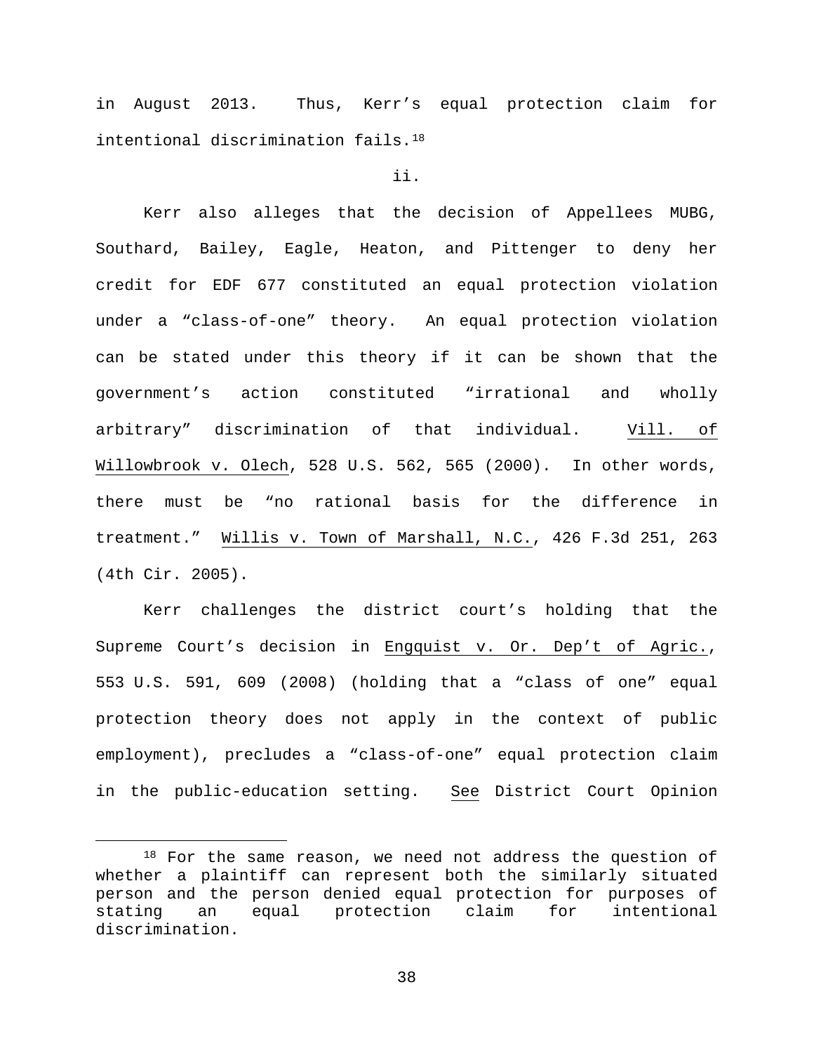in August 2013. Thus, Kerr's equal protection claim for intentional discrimination fails.[18]

ii.

Kerr also alleges that the decision of Appellees MUBG, Southard, Bailey, Eagle, Heaton, and Pittenger to deny her credit for EDF 677 constituted an equal protection violation under a "class-of-one" theory. An equal protection violation can be stated under this theory if it can be shown that the government's action constituted "irrational and wholly arbitrary" discrimination of that individual. Vill. of Willowbrook v. Olech, 528 U.S. 562, 565 (2000). In other words, there must be "no rational basis for the difference in treatment." Willis v. Town of Marshall, N.C., 426 F.3d 251, 263 (4th Cir. 2005).

Kerr challenges the district court's holding that the Supreme Court's decision in Engquist v. Or. Dep't of Agric., 553 U.S. 591, 609 (2008) (holding that a "class of one" equal protection theory does not apply in the context of public employment), precludes a "class-of-one" equal protection claim in the public-education setting. See District Court Opinion

[18] For the same reason, we need not address the question of whether a plaintiff can represent both the similarly situated person and the person denied equal protection for purposes of stating an equal protection claim for intentional discrimination.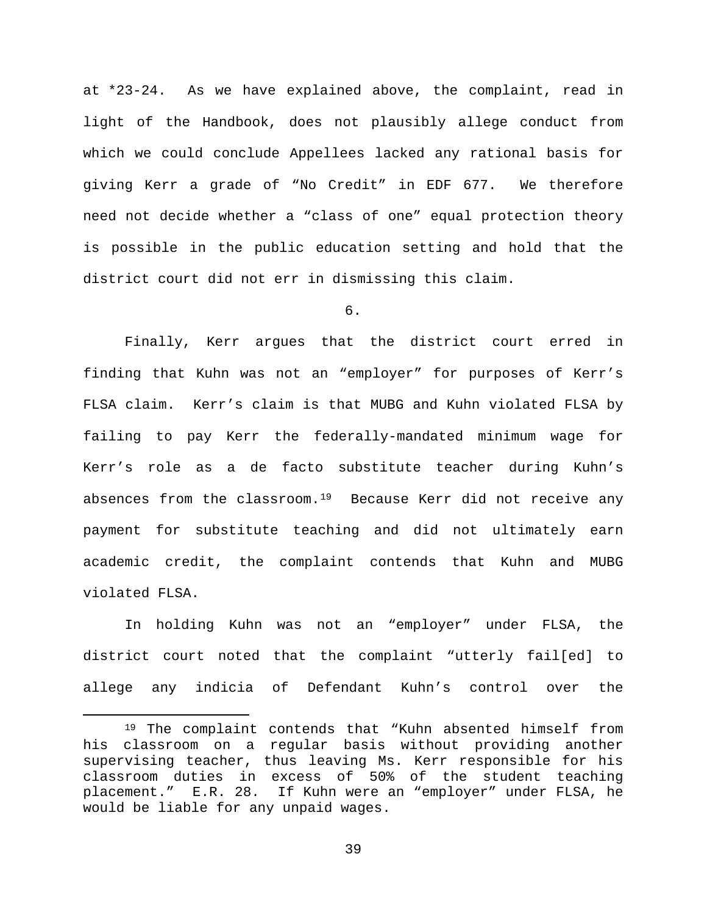at *23-24. As we have explained above, the complaint, read in light of the Handbook, does not plausibly allege conduct from which we could conclude Appellees lacked any rational basis for giving Kerr a grade of "No Credit" in EDF 677. We therefore need not decide whether a "class of one" equal protection theory is possible in the public education setting and hold that the district court did not err in dismissing this claim.

6.

Finally, Kerr argues that the district court erred in finding that Kuhn was not an "employer" for purposes of Kerr's FLSA claim. Kerr's claim is that MUBG and Kuhn violated FLSA by failing to pay Kerr the federally-mandated minimum wage for Kerr's role as a de facto substitute teacher during Kuhn's absences from the classroom.[19] Because Kerr did not receive any payment for substitute teaching and did not ultimately earn academic credit, the complaint contends that Kuhn and MUBG violated FLSA.

In holding Kuhn was not an "employer" under FLSA, the district court noted that the complaint "utterly fail[ed] to allege any indicia of Defendant Kuhn's control over the

---

[19] The complaint contends that "Kuhn absented himself from his classroom on a regular basis without providing another supervising teacher, thus leaving Ms. Kerr responsible for his classroom duties in excess of 50% of the student teaching placement." E.R. 28. If Kuhn were an "employer" under FLSA, he would be liable for any unpaid wages.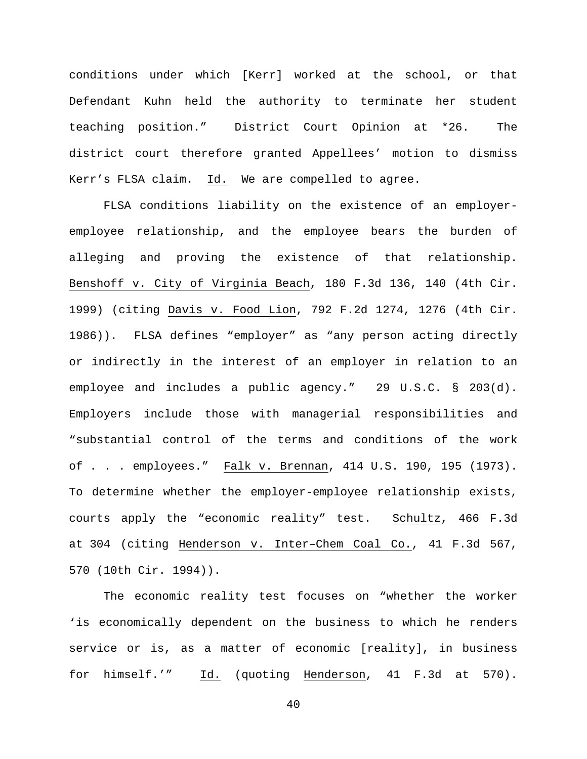conditions under which [Kerr] worked at the school, or that Defendant Kuhn held the authority to terminate her student teaching position." District Court Opinion at *26. The district court therefore granted Appellees' motion to dismiss Kerr's FLSA claim. Id. We are compelled to agree.

FLSA conditions liability on the existence of an employer-employee relationship, and the employee bears the burden of alleging and proving the existence of that relationship. Benshoff v. City of Virginia Beach, 180 F.3d 136, 140 (4th Cir. 1999) (citing Davis v. Food Lion, 792 F.2d 1274, 1276 (4th Cir. 1986)). FLSA defines "employer" as "any person acting directly or indirectly in the interest of an employer in relation to an employee and includes a public agency." 29 U.S.C. § 203(d). Employers include those with managerial responsibilities and "substantial control of the terms and conditions of the work of . . . employees." Falk v. Brennan, 414 U.S. 190, 195 (1973). To determine whether the employer-employee relationship exists, courts apply the "economic reality" test. Schultz, 466 F.3d at 304 (citing Henderson v. Inter–Chem Coal Co., 41 F.3d 567, 570 (10th Cir. 1994)).

The economic reality test focuses on "whether the worker 'is economically dependent on the business to which he renders service or is, as a matter of economic [reality], in business for himself.'" Id. (quoting Henderson, 41 F.3d at 570).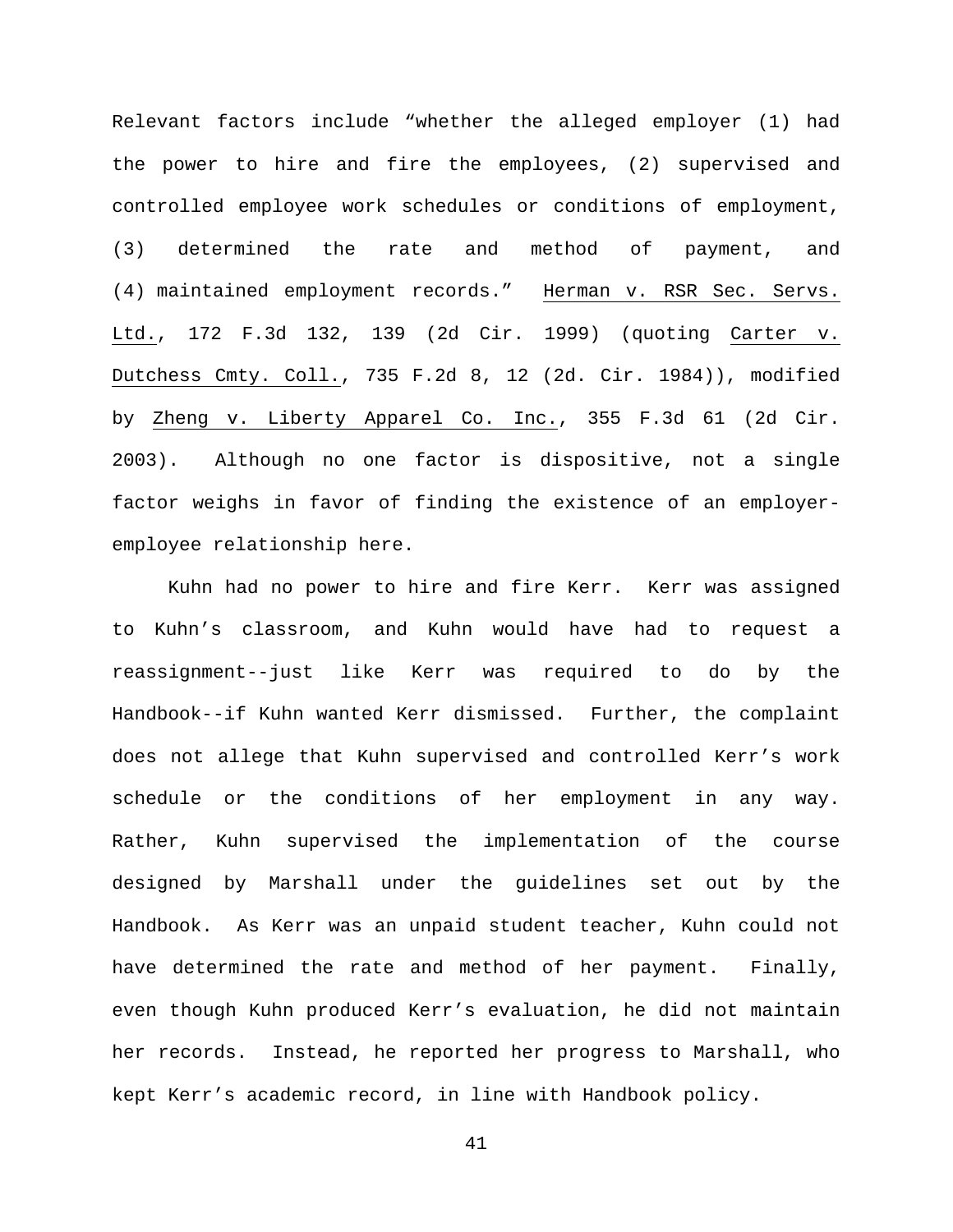Relevant factors include "whether the alleged employer (1) had the power to hire and fire the employees, (2) supervised and controlled employee work schedules or conditions of employment, (3) determined the rate and method of payment, and (4) maintained employment records." Herman v. RSR Sec. Servs. Ltd., 172 F.3d 132, 139 (2d Cir. 1999) (quoting Carter v. Dutchess Cmty. Coll., 735 F.2d 8, 12 (2d. Cir. 1984)), modified by Zheng v. Liberty Apparel Co. Inc., 355 F.3d 61 (2d Cir. 2003). Although no one factor is dispositive, not a single factor weighs in favor of finding the existence of an employer-employee relationship here.

Kuhn had no power to hire and fire Kerr. Kerr was assigned to Kuhn's classroom, and Kuhn would have had to request a reassignment--just like Kerr was required to do by the Handbook--if Kuhn wanted Kerr dismissed. Further, the complaint does not allege that Kuhn supervised and controlled Kerr's work schedule or the conditions of her employment in any way. Rather, Kuhn supervised the implementation of the course designed by Marshall under the guidelines set out by the Handbook. As Kerr was an unpaid student teacher, Kuhn could not have determined the rate and method of her payment. Finally, even though Kuhn produced Kerr's evaluation, he did not maintain her records. Instead, he reported her progress to Marshall, who kept Kerr's academic record, in line with Handbook policy.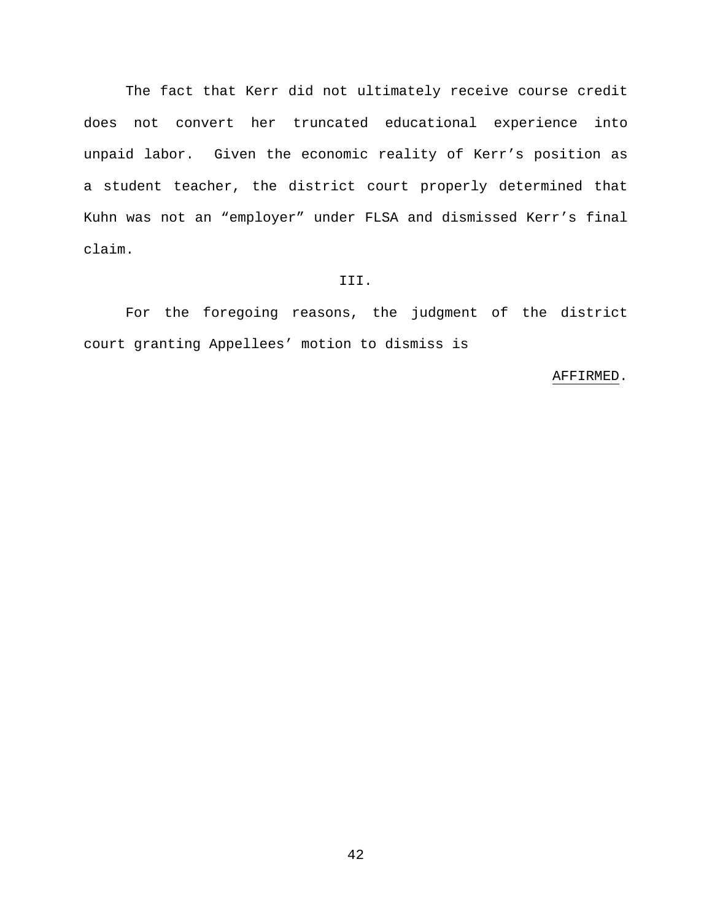The fact that Kerr did not ultimately receive course credit does not convert her truncated educational experience into unpaid labor. Given the economic reality of Kerr's position as a student teacher, the district court properly determined that Kuhn was not an "employer" under FLSA and dismissed Kerr's final claim.

## III.

For the foregoing reasons, the judgment of the district court granting Appellees' motion to dismiss is

AFFIRMED.